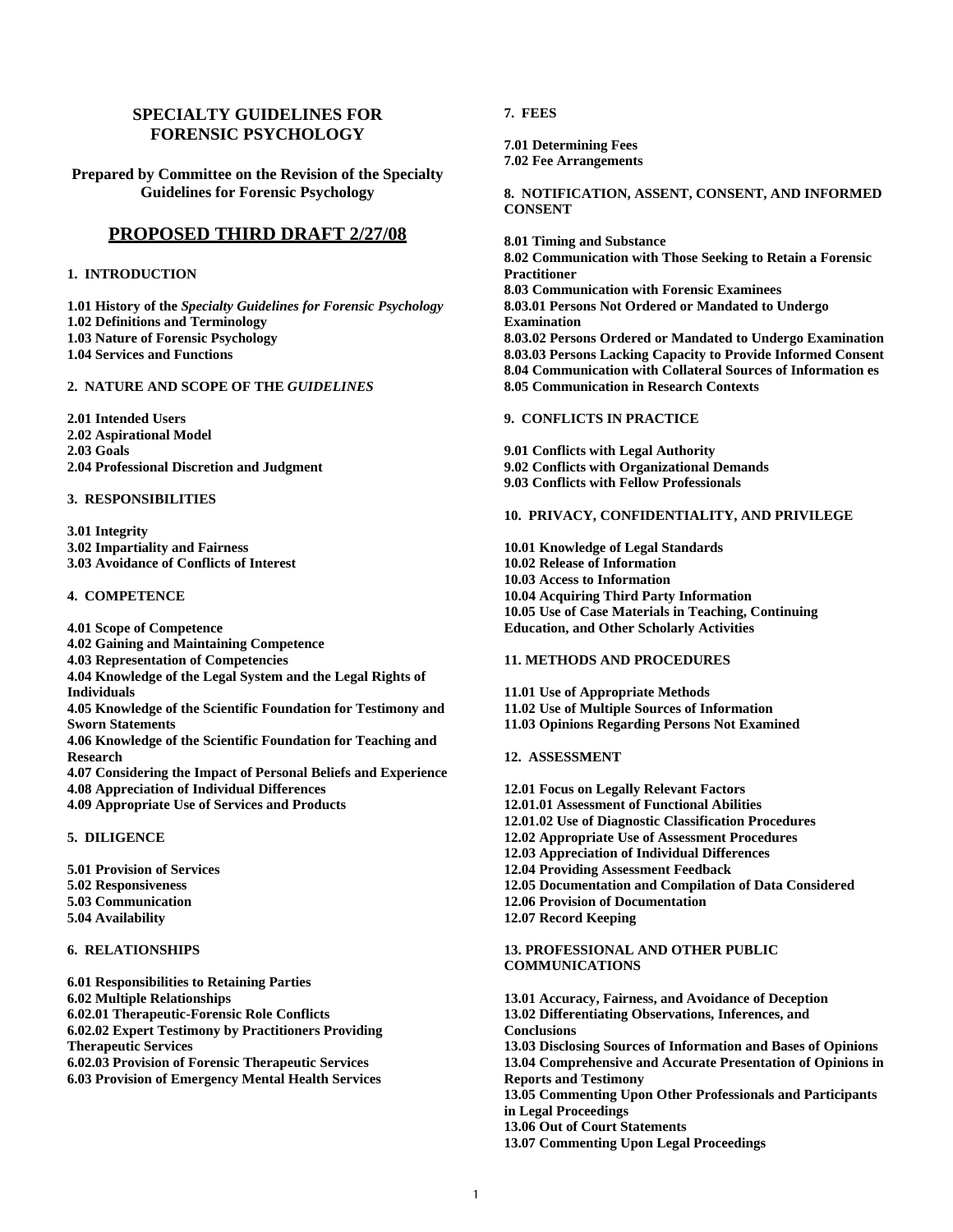# SPECIALTY GUIDELINES FOR FORENSIC PSYCHOLOGY

**Prepared by Committee on the Revision of the Specialty Guidelines for Forensic Psychology**

## PROPOSED THIRD DRAFT 2/27/08

**1. INTRODUCTION**

**1.01 History of the *Specialty Guidelines for Forensic Psychology***
**1.02 Definitions and Terminology**
**1.03 Nature of Forensic Psychology**
**1.04 Services and Functions**

**2. NATURE AND SCOPE OF THE *GUIDELINES***

**2.01 Intended Users**
**2.02 Aspirational Model**
**2.03 Goals**
**2.04 Professional Discretion and Judgment**

**3. RESPONSIBILITIES**

**3.01 Integrity**
**3.02 Impartiality and Fairness**
**3.03 Avoidance of Conflicts of Interest**

**4. COMPETENCE**

**4.01 Scope of Competence**
**4.02 Gaining and Maintaining Competence**
**4.03 Representation of Competencies**
**4.04 Knowledge of the Legal System and the Legal Rights of Individuals**
**4.05 Knowledge of the Scientific Foundation for Testimony and Sworn Statements**
**4.06 Knowledge of the Scientific Foundation for Teaching and Research**
**4.07 Considering the Impact of Personal Beliefs and Experience**
**4.08 Appreciation of Individual Differences**
**4.09 Appropriate Use of Services and Products**

**5. DILIGENCE**

**5.01 Provision of Services**
**5.02 Responsiveness**
**5.03 Communication**
**5.04 Availability**

**6. RELATIONSHIPS**

**6.01 Responsibilities to Retaining Parties**
**6.02 Multiple Relationships**
**6.02.01 Therapeutic-Forensic Role Conflicts**
**6.02.02 Expert Testimony by Practitioners Providing Therapeutic Services**
**6.02.03 Provision of Forensic Therapeutic Services**
**6.03 Provision of Emergency Mental Health Services**

**7. FEES**

**7.01 Determining Fees**
**7.02 Fee Arrangements**

**8. NOTIFICATION, ASSENT, CONSENT, AND INFORMED CONSENT**

**8.01 Timing and Substance**
**8.02 Communication with Those Seeking to Retain a Forensic Practitioner**
**8.03 Communication with Forensic Examinees**
**8.03.01 Persons Not Ordered or Mandated to Undergo Examination**
**8.03.02 Persons Ordered or Mandated to Undergo Examination**
**8.03.03 Persons Lacking Capacity to Provide Informed Consent**
**8.04 Communication with Collateral Sources of Information es**
**8.05 Communication in Research Contexts**

**9. CONFLICTS IN PRACTICE**

**9.01 Conflicts with Legal Authority**
**9.02 Conflicts with Organizational Demands**
**9.03 Conflicts with Fellow Professionals**

**10. PRIVACY, CONFIDENTIALITY, AND PRIVILEGE**

**10.01 Knowledge of Legal Standards**
**10.02 Release of Information**
**10.03 Access to Information**
**10.04 Acquiring Third Party Information**
**10.05 Use of Case Materials in Teaching, Continuing Education, and Other Scholarly Activities**

**11. METHODS AND PROCEDURES**

**11.01 Use of Appropriate Methods**
**11.02 Use of Multiple Sources of Information**
**11.03 Opinions Regarding Persons Not Examined**

**12. ASSESSMENT**

**12.01 Focus on Legally Relevant Factors**
**12.01.01 Assessment of Functional Abilities**
**12.01.02 Use of Diagnostic Classification Procedures**
**12.02 Appropriate Use of Assessment Procedures**
**12.03 Appreciation of Individual Differences**
**12.04 Providing Assessment Feedback**
**12.05 Documentation and Compilation of Data Considered**
**12.06 Provision of Documentation**
**12.07 Record Keeping**

**13. PROFESSIONAL AND OTHER PUBLIC COMMUNICATIONS**

**13.01 Accuracy, Fairness, and Avoidance of Deception**
**13.02 Differentiating Observations, Inferences, and Conclusions**
**13.03 Disclosing Sources of Information and Bases of Opinions**
**13.04 Comprehensive and Accurate Presentation of Opinions in Reports and Testimony**
**13.05 Commenting Upon Other Professionals and Participants in Legal Proceedings**
**13.06 Out of Court Statements**
**13.07 Commenting Upon Legal Proceedings**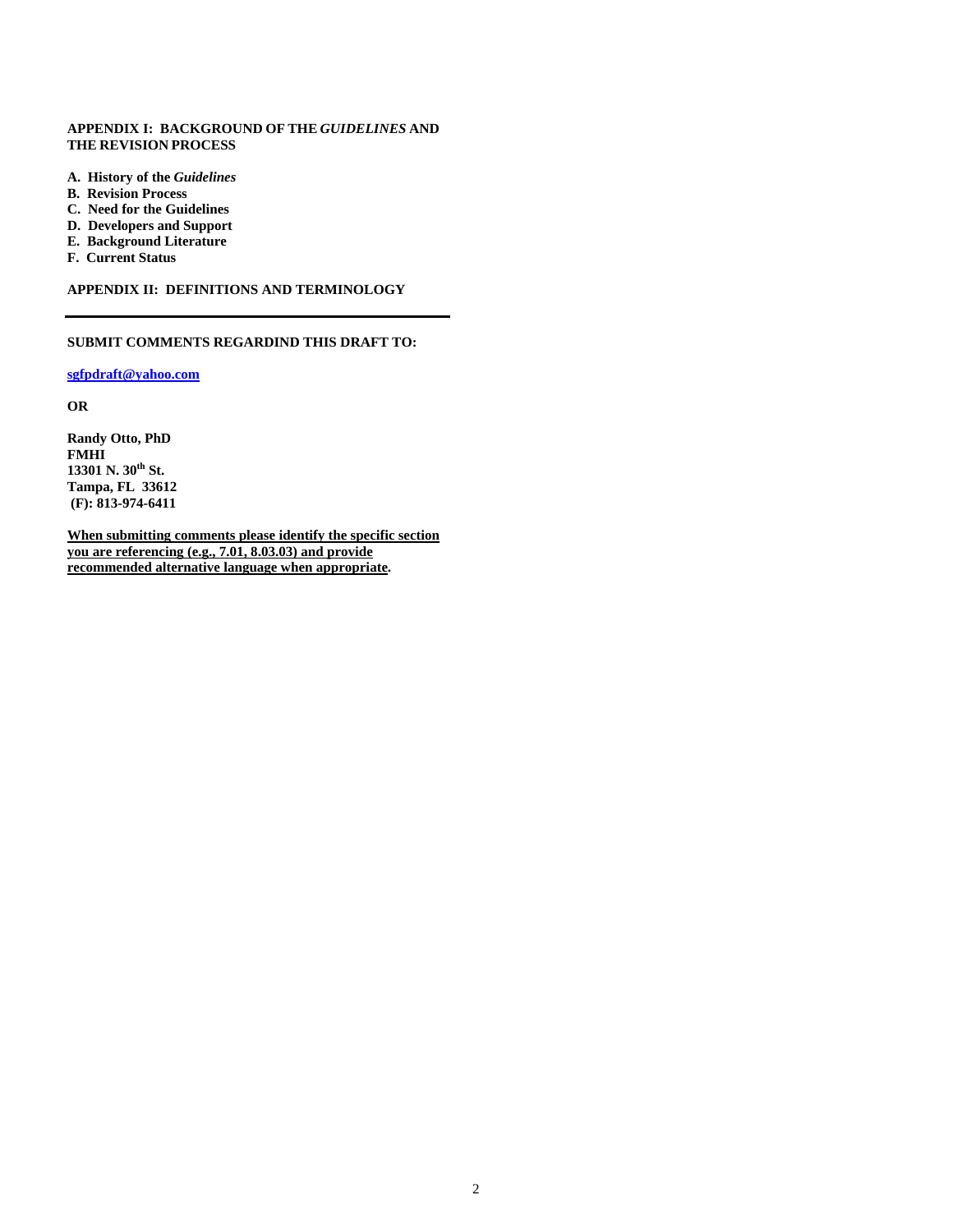**APPENDIX I: BACKGROUND OF THE *GUIDELINES* AND THE REVISION PROCESS**

**A. History of the *Guidelines***
**B. Revision Process**
**C. Need for the Guidelines**
**D. Developers and Support**
**E. Background Literature**
**F. Current Status**

**APPENDIX II: DEFINITIONS AND TERMINOLOGY**

---

**SUBMIT COMMENTS REGARDIND THIS DRAFT TO:**

**sgfpdraft@yahoo.com**

**OR**

**Randy Otto, PhD**
**FMHI**
**13301 N. 30th St.**
**Tampa, FL 33612**
**(F): 813-974-6411**

**When submitting comments please identify the specific section you are referencing (e.g., 7.01, 8.03.03) and provide recommended alternative language when appropriate.**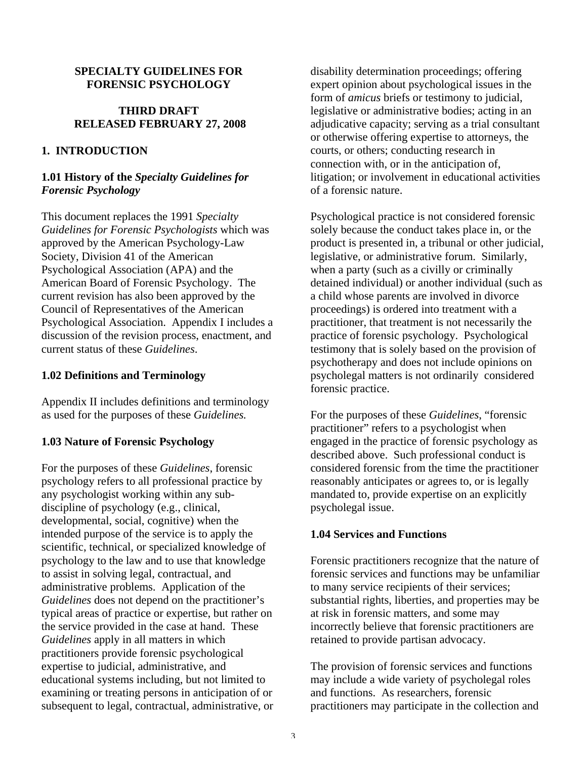**SPECIALTY GUIDELINES FOR FORENSIC PSYCHOLOGY**

**THIRD DRAFT RELEASED FEBRUARY 27, 2008**

## 1. INTRODUCTION

### 1.01 History of the *Specialty Guidelines for Forensic Psychology*

This document replaces the 1991 *Specialty Guidelines for Forensic Psychologists* which was approved by the American Psychology-Law Society, Division 41 of the American Psychological Association (APA) and the American Board of Forensic Psychology. The current revision has also been approved by the Council of Representatives of the American Psychological Association. Appendix I includes a discussion of the revision process, enactment, and current status of these *Guidelines*.

### 1.02 Definitions and Terminology

Appendix II includes definitions and terminology as used for the purposes of these *Guidelines.*

### 1.03 Nature of Forensic Psychology

For the purposes of these *Guidelines*, forensic psychology refers to all professional practice by any psychologist working within any sub-discipline of psychology (e.g., clinical, developmental, social, cognitive) when the intended purpose of the service is to apply the scientific, technical, or specialized knowledge of psychology to the law and to use that knowledge to assist in solving legal, contractual, and administrative problems. Application of the *Guidelines* does not depend on the practitioner's typical areas of practice or expertise, but rather on the service provided in the case at hand. These *Guidelines* apply in all matters in which practitioners provide forensic psychological expertise to judicial, administrative, and educational systems including, but not limited to examining or treating persons in anticipation of or subsequent to legal, contractual, administrative, or disability determination proceedings; offering expert opinion about psychological issues in the form of *amicus* briefs or testimony to judicial, legislative or administrative bodies; acting in an adjudicative capacity; serving as a trial consultant or otherwise offering expertise to attorneys, the courts, or others; conducting research in connection with, or in the anticipation of, litigation; or involvement in educational activities of a forensic nature.

Psychological practice is not considered forensic solely because the conduct takes place in, or the product is presented in, a tribunal or other judicial, legislative, or administrative forum. Similarly, when a party (such as a civilly or criminally detained individual) or another individual (such as a child whose parents are involved in divorce proceedings) is ordered into treatment with a practitioner, that treatment is not necessarily the practice of forensic psychology. Psychological testimony that is solely based on the provision of psychotherapy and does not include opinions on psycholegal matters is not ordinarily considered forensic practice.

For the purposes of these *Guidelines*, "forensic practitioner" refers to a psychologist when engaged in the practice of forensic psychology as described above. Such professional conduct is considered forensic from the time the practitioner reasonably anticipates or agrees to, or is legally mandated to, provide expertise on an explicitly psycholegal issue.

### 1.04 Services and Functions

Forensic practitioners recognize that the nature of forensic services and functions may be unfamiliar to many service recipients of their services; substantial rights, liberties, and properties may be at risk in forensic matters, and some may incorrectly believe that forensic practitioners are retained to provide partisan advocacy.

The provision of forensic services and functions may include a wide variety of psycholegal roles and functions. As researchers, forensic practitioners may participate in the collection and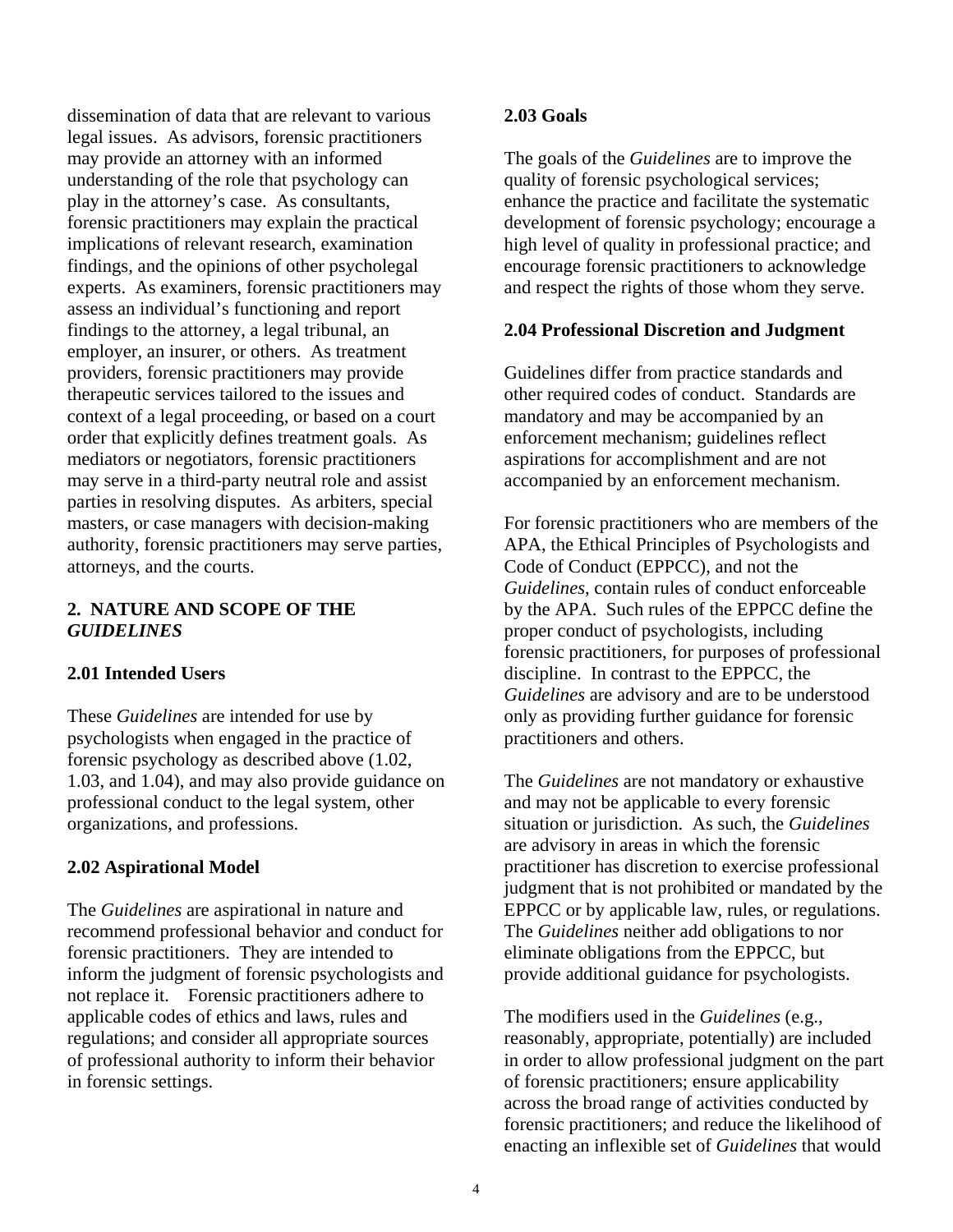dissemination of data that are relevant to various legal issues. As advisors, forensic practitioners may provide an attorney with an informed understanding of the role that psychology can play in the attorney's case. As consultants, forensic practitioners may explain the practical implications of relevant research, examination findings, and the opinions of other psycholegal experts. As examiners, forensic practitioners may assess an individual's functioning and report findings to the attorney, a legal tribunal, an employer, an insurer, or others. As treatment providers, forensic practitioners may provide therapeutic services tailored to the issues and context of a legal proceeding, or based on a court order that explicitly defines treatment goals. As mediators or negotiators, forensic practitioners may serve in a third-party neutral role and assist parties in resolving disputes. As arbiters, special masters, or case managers with decision-making authority, forensic practitioners may serve parties, attorneys, and the courts.

## 2. NATURE AND SCOPE OF THE *GUIDELINES*

### 2.01 Intended Users

These *Guidelines* are intended for use by psychologists when engaged in the practice of forensic psychology as described above (1.02, 1.03, and 1.04), and may also provide guidance on professional conduct to the legal system, other organizations, and professions.

### 2.02 Aspirational Model

The *Guidelines* are aspirational in nature and recommend professional behavior and conduct for forensic practitioners. They are intended to inform the judgment of forensic psychologists and not replace it. Forensic practitioners adhere to applicable codes of ethics and laws, rules and regulations; and consider all appropriate sources of professional authority to inform their behavior in forensic settings.

### 2.03 Goals

The goals of the *Guidelines* are to improve the quality of forensic psychological services; enhance the practice and facilitate the systematic development of forensic psychology; encourage a high level of quality in professional practice; and encourage forensic practitioners to acknowledge and respect the rights of those whom they serve.

### 2.04 Professional Discretion and Judgment

Guidelines differ from practice standards and other required codes of conduct. Standards are mandatory and may be accompanied by an enforcement mechanism; guidelines reflect aspirations for accomplishment and are not accompanied by an enforcement mechanism.

For forensic practitioners who are members of the APA, the Ethical Principles of Psychologists and Code of Conduct (EPPCC), and not the *Guidelines*, contain rules of conduct enforceable by the APA. Such rules of the EPPCC define the proper conduct of psychologists, including forensic practitioners, for purposes of professional discipline. In contrast to the EPPCC, the *Guidelines* are advisory and are to be understood only as providing further guidance for forensic practitioners and others.

The *Guidelines* are not mandatory or exhaustive and may not be applicable to every forensic situation or jurisdiction. As such, the *Guidelines* are advisory in areas in which the forensic practitioner has discretion to exercise professional judgment that is not prohibited or mandated by the EPPCC or by applicable law, rules, or regulations. The *Guidelines* neither add obligations to nor eliminate obligations from the EPPCC, but provide additional guidance for psychologists.

The modifiers used in the *Guidelines* (e.g., reasonably, appropriate, potentially) are included in order to allow professional judgment on the part of forensic practitioners; ensure applicability across the broad range of activities conducted by forensic practitioners; and reduce the likelihood of enacting an inflexible set of *Guidelines* that would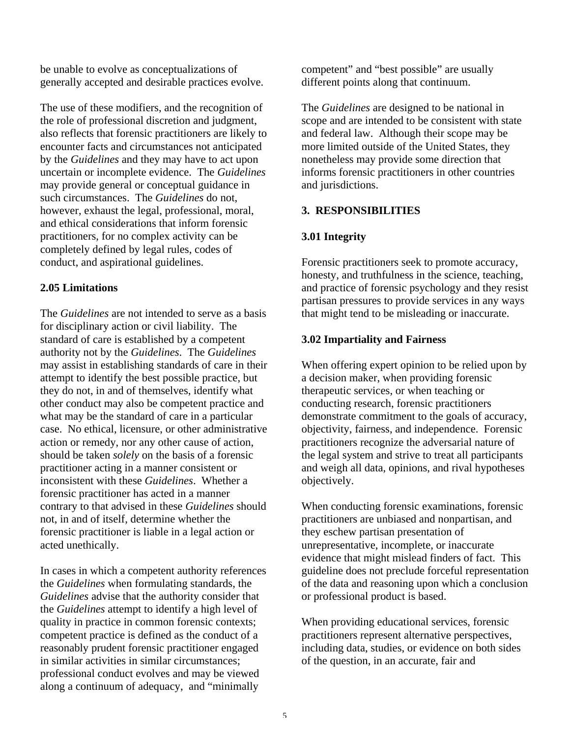be unable to evolve as conceptualizations of generally accepted and desirable practices evolve.

The use of these modifiers, and the recognition of the role of professional discretion and judgment, also reflects that forensic practitioners are likely to encounter facts and circumstances not anticipated by the *Guidelines* and they may have to act upon uncertain or incomplete evidence. The *Guidelines* may provide general or conceptual guidance in such circumstances. The *Guidelines* do not, however, exhaust the legal, professional, moral, and ethical considerations that inform forensic practitioners, for no complex activity can be completely defined by legal rules, codes of conduct, and aspirational guidelines.

### 2.05 Limitations

The *Guidelines* are not intended to serve as a basis for disciplinary action or civil liability. The standard of care is established by a competent authority not by the *Guidelines*. The *Guidelines* may assist in establishing standards of care in their attempt to identify the best possible practice, but they do not, in and of themselves, identify what other conduct may also be competent practice and what may be the standard of care in a particular case. No ethical, licensure, or other administrative action or remedy, nor any other cause of action, should be taken *solely* on the basis of a forensic practitioner acting in a manner consistent or inconsistent with these *Guidelines*. Whether a forensic practitioner has acted in a manner contrary to that advised in these *Guidelines* should not, in and of itself, determine whether the forensic practitioner is liable in a legal action or acted unethically.

In cases in which a competent authority references the *Guidelines* when formulating standards, the *Guidelines* advise that the authority consider that the *Guidelines* attempt to identify a high level of quality in practice in common forensic contexts; competent practice is defined as the conduct of a reasonably prudent forensic practitioner engaged in similar activities in similar circumstances; professional conduct evolves and may be viewed along a continuum of adequacy, and "minimally competent" and "best possible" are usually different points along that continuum.

The *Guidelines* are designed to be national in scope and are intended to be consistent with state and federal law. Although their scope may be more limited outside of the United States, they nonetheless may provide some direction that informs forensic practitioners in other countries and jurisdictions.

## 3. RESPONSIBILITIES

### 3.01 Integrity

Forensic practitioners seek to promote accuracy, honesty, and truthfulness in the science, teaching, and practice of forensic psychology and they resist partisan pressures to provide services in any ways that might tend to be misleading or inaccurate.

### 3.02 Impartiality and Fairness

When offering expert opinion to be relied upon by a decision maker, when providing forensic therapeutic services, or when teaching or conducting research, forensic practitioners demonstrate commitment to the goals of accuracy, objectivity, fairness, and independence. Forensic practitioners recognize the adversarial nature of the legal system and strive to treat all participants and weigh all data, opinions, and rival hypotheses objectively.

When conducting forensic examinations, forensic practitioners are unbiased and nonpartisan, and they eschew partisan presentation of unrepresentative, incomplete, or inaccurate evidence that might mislead finders of fact. This guideline does not preclude forceful representation of the data and reasoning upon which a conclusion or professional product is based.

When providing educational services, forensic practitioners represent alternative perspectives, including data, studies, or evidence on both sides of the question, in an accurate, fair and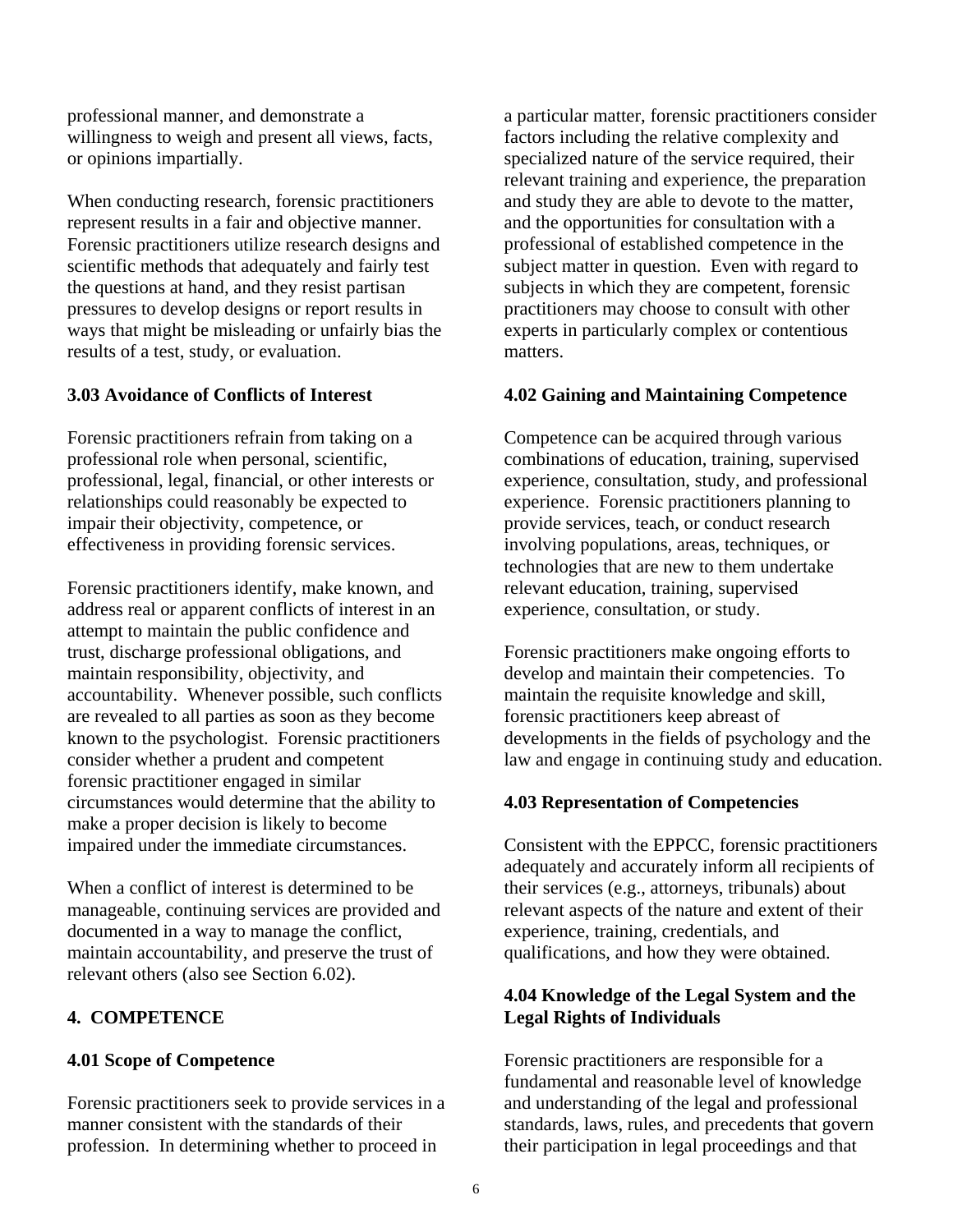professional manner, and demonstrate a willingness to weigh and present all views, facts, or opinions impartially.

When conducting research, forensic practitioners represent results in a fair and objective manner. Forensic practitioners utilize research designs and scientific methods that adequately and fairly test the questions at hand, and they resist partisan pressures to develop designs or report results in ways that might be misleading or unfairly bias the results of a test, study, or evaluation.

### 3.03 Avoidance of Conflicts of Interest

Forensic practitioners refrain from taking on a professional role when personal, scientific, professional, legal, financial, or other interests or relationships could reasonably be expected to impair their objectivity, competence, or effectiveness in providing forensic services.

Forensic practitioners identify, make known, and address real or apparent conflicts of interest in an attempt to maintain the public confidence and trust, discharge professional obligations, and maintain responsibility, objectivity, and accountability. Whenever possible, such conflicts are revealed to all parties as soon as they become known to the psychologist. Forensic practitioners consider whether a prudent and competent forensic practitioner engaged in similar circumstances would determine that the ability to make a proper decision is likely to become impaired under the immediate circumstances.

When a conflict of interest is determined to be manageable, continuing services are provided and documented in a way to manage the conflict, maintain accountability, and preserve the trust of relevant others (also see Section 6.02).

## 4. COMPETENCE

### 4.01 Scope of Competence

Forensic practitioners seek to provide services in a manner consistent with the standards of their profession. In determining whether to proceed in a particular matter, forensic practitioners consider factors including the relative complexity and specialized nature of the service required, their relevant training and experience, the preparation and study they are able to devote to the matter, and the opportunities for consultation with a professional of established competence in the subject matter in question. Even with regard to subjects in which they are competent, forensic practitioners may choose to consult with other experts in particularly complex or contentious matters.

### 4.02 Gaining and Maintaining Competence

Competence can be acquired through various combinations of education, training, supervised experience, consultation, study, and professional experience. Forensic practitioners planning to provide services, teach, or conduct research involving populations, areas, techniques, or technologies that are new to them undertake relevant education, training, supervised experience, consultation, or study.

Forensic practitioners make ongoing efforts to develop and maintain their competencies. To maintain the requisite knowledge and skill, forensic practitioners keep abreast of developments in the fields of psychology and the law and engage in continuing study and education.

### 4.03 Representation of Competencies

Consistent with the EPPCC, forensic practitioners adequately and accurately inform all recipients of their services (e.g., attorneys, tribunals) about relevant aspects of the nature and extent of their experience, training, credentials, and qualifications, and how they were obtained.

### 4.04 Knowledge of the Legal System and the Legal Rights of Individuals

Forensic practitioners are responsible for a fundamental and reasonable level of knowledge and understanding of the legal and professional standards, laws, rules, and precedents that govern their participation in legal proceedings and that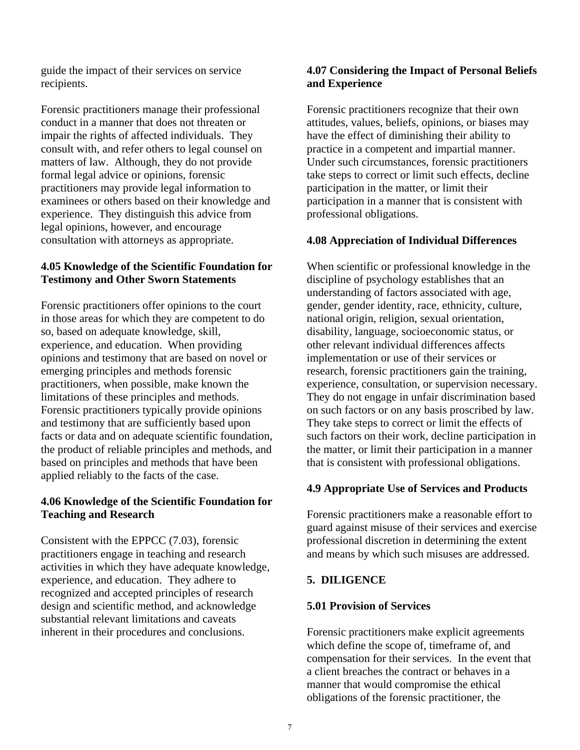guide the impact of their services on service recipients.

Forensic practitioners manage their professional conduct in a manner that does not threaten or impair the rights of affected individuals. They consult with, and refer others to legal counsel on matters of law. Although, they do not provide formal legal advice or opinions, forensic practitioners may provide legal information to examinees or others based on their knowledge and experience. They distinguish this advice from legal opinions, however, and encourage consultation with attorneys as appropriate.

### 4.05 Knowledge of the Scientific Foundation for Testimony and Other Sworn Statements

Forensic practitioners offer opinions to the court in those areas for which they are competent to do so, based on adequate knowledge, skill, experience, and education. When providing opinions and testimony that are based on novel or emerging principles and methods forensic practitioners, when possible, make known the limitations of these principles and methods. Forensic practitioners typically provide opinions and testimony that are sufficiently based upon facts or data and on adequate scientific foundation, the product of reliable principles and methods, and based on principles and methods that have been applied reliably to the facts of the case.

### 4.06 Knowledge of the Scientific Foundation for Teaching and Research

Consistent with the EPPCC (7.03), forensic practitioners engage in teaching and research activities in which they have adequate knowledge, experience, and education. They adhere to recognized and accepted principles of research design and scientific method, and acknowledge substantial relevant limitations and caveats inherent in their procedures and conclusions.

### 4.07 Considering the Impact of Personal Beliefs and Experience

Forensic practitioners recognize that their own attitudes, values, beliefs, opinions, or biases may have the effect of diminishing their ability to practice in a competent and impartial manner. Under such circumstances, forensic practitioners take steps to correct or limit such effects, decline participation in the matter, or limit their participation in a manner that is consistent with professional obligations.

### 4.08 Appreciation of Individual Differences

When scientific or professional knowledge in the discipline of psychology establishes that an understanding of factors associated with age, gender, gender identity, race, ethnicity, culture, national origin, religion, sexual orientation, disability, language, socioeconomic status, or other relevant individual differences affects implementation or use of their services or research, forensic practitioners gain the training, experience, consultation, or supervision necessary. They do not engage in unfair discrimination based on such factors or on any basis proscribed by law. They take steps to correct or limit the effects of such factors on their work, decline participation in the matter, or limit their participation in a manner that is consistent with professional obligations.

### 4.9 Appropriate Use of Services and Products

Forensic practitioners make a reasonable effort to guard against misuse of their services and exercise professional discretion in determining the extent and means by which such misuses are addressed.

## 5. DILIGENCE

### 5.01 Provision of Services

Forensic practitioners make explicit agreements which define the scope of, timeframe of, and compensation for their services. In the event that a client breaches the contract or behaves in a manner that would compromise the ethical obligations of the forensic practitioner, the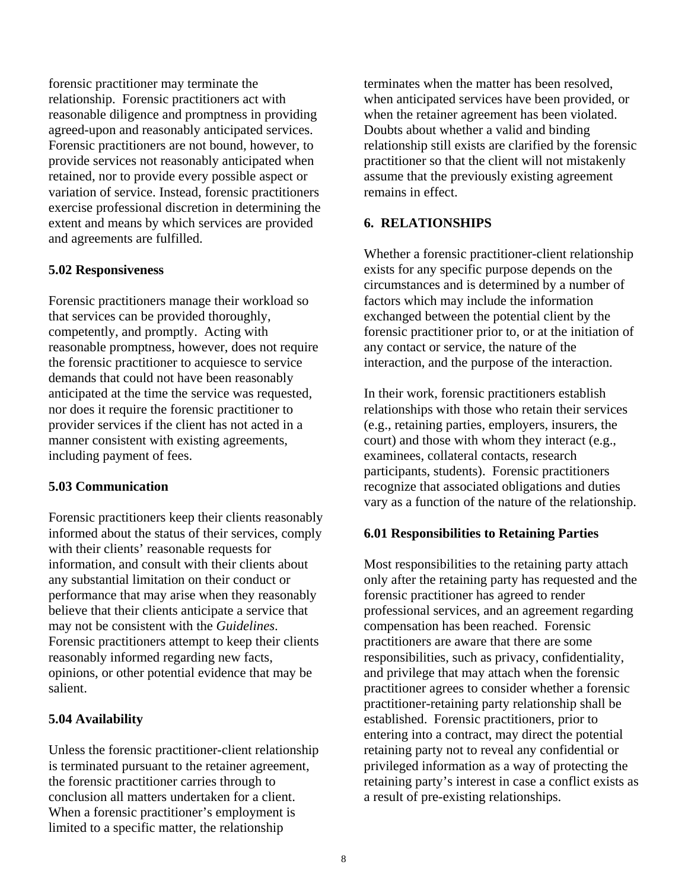forensic practitioner may terminate the relationship. Forensic practitioners act with reasonable diligence and promptness in providing agreed-upon and reasonably anticipated services. Forensic practitioners are not bound, however, to provide services not reasonably anticipated when retained, nor to provide every possible aspect or variation of service. Instead, forensic practitioners exercise professional discretion in determining the extent and means by which services are provided and agreements are fulfilled.

### 5.02 Responsiveness

Forensic practitioners manage their workload so that services can be provided thoroughly, competently, and promptly. Acting with reasonable promptness, however, does not require the forensic practitioner to acquiesce to service demands that could not have been reasonably anticipated at the time the service was requested, nor does it require the forensic practitioner to provider services if the client has not acted in a manner consistent with existing agreements, including payment of fees.

### 5.03 Communication

Forensic practitioners keep their clients reasonably informed about the status of their services, comply with their clients' reasonable requests for information, and consult with their clients about any substantial limitation on their conduct or performance that may arise when they reasonably believe that their clients anticipate a service that may not be consistent with the *Guidelines*. Forensic practitioners attempt to keep their clients reasonably informed regarding new facts, opinions, or other potential evidence that may be salient.

### 5.04 Availability

Unless the forensic practitioner-client relationship is terminated pursuant to the retainer agreement, the forensic practitioner carries through to conclusion all matters undertaken for a client. When a forensic practitioner's employment is limited to a specific matter, the relationship terminates when the matter has been resolved, when anticipated services have been provided, or when the retainer agreement has been violated. Doubts about whether a valid and binding relationship still exists are clarified by the forensic practitioner so that the client will not mistakenly assume that the previously existing agreement remains in effect.

## 6. RELATIONSHIPS

Whether a forensic practitioner-client relationship exists for any specific purpose depends on the circumstances and is determined by a number of factors which may include the information exchanged between the potential client by the forensic practitioner prior to, or at the initiation of any contact or service, the nature of the interaction, and the purpose of the interaction.

In their work, forensic practitioners establish relationships with those who retain their services (e.g., retaining parties, employers, insurers, the court) and those with whom they interact (e.g., examinees, collateral contacts, research participants, students). Forensic practitioners recognize that associated obligations and duties vary as a function of the nature of the relationship.

### 6.01 Responsibilities to Retaining Parties

Most responsibilities to the retaining party attach only after the retaining party has requested and the forensic practitioner has agreed to render professional services, and an agreement regarding compensation has been reached. Forensic practitioners are aware that there are some responsibilities, such as privacy, confidentiality, and privilege that may attach when the forensic practitioner agrees to consider whether a forensic practitioner-retaining party relationship shall be established. Forensic practitioners, prior to entering into a contract, may direct the potential retaining party not to reveal any confidential or privileged information as a way of protecting the retaining party's interest in case a conflict exists as a result of pre-existing relationships.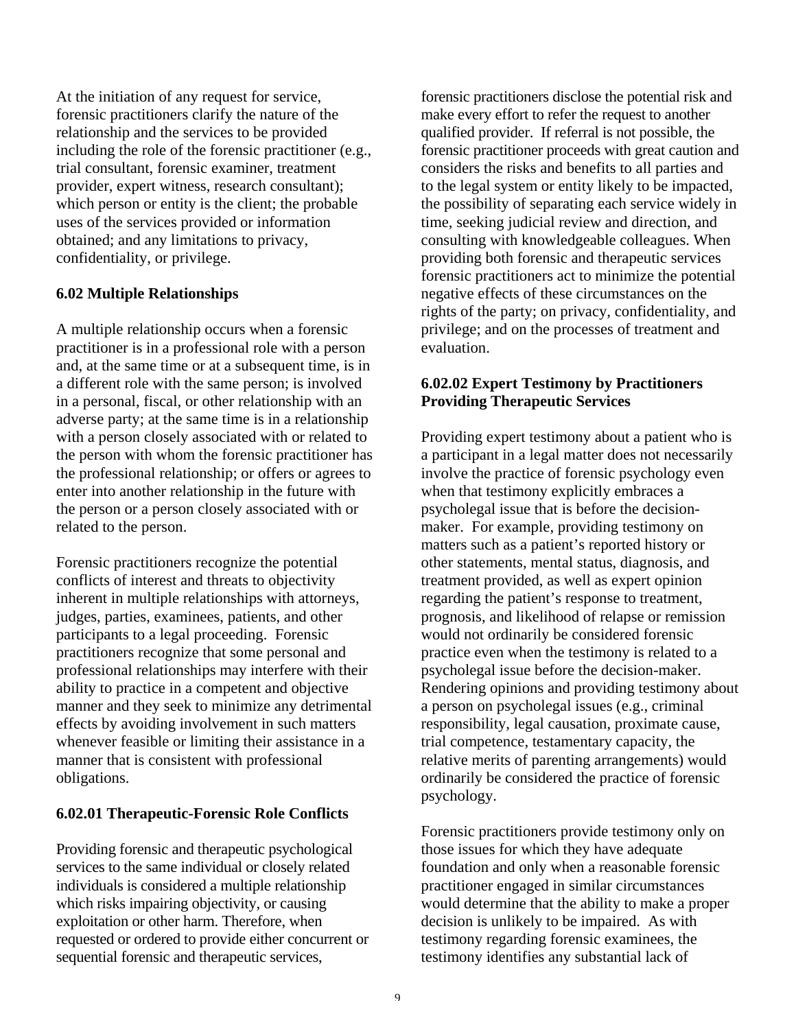At the initiation of any request for service, forensic practitioners clarify the nature of the relationship and the services to be provided including the role of the forensic practitioner (e.g., trial consultant, forensic examiner, treatment provider, expert witness, research consultant); which person or entity is the client; the probable uses of the services provided or information obtained; and any limitations to privacy, confidentiality, or privilege.

**6.02 Multiple Relationships**

A multiple relationship occurs when a forensic practitioner is in a professional role with a person and, at the same time or at a subsequent time, is in a different role with the same person; is involved in a personal, fiscal, or other relationship with an adverse party; at the same time is in a relationship with a person closely associated with or related to the person with whom the forensic practitioner has the professional relationship; or offers or agrees to enter into another relationship in the future with the person or a person closely associated with or related to the person.

Forensic practitioners recognize the potential conflicts of interest and threats to objectivity inherent in multiple relationships with attorneys, judges, parties, examinees, patients, and other participants to a legal proceeding. Forensic practitioners recognize that some personal and professional relationships may interfere with their ability to practice in a competent and objective manner and they seek to minimize any detrimental effects by avoiding involvement in such matters whenever feasible or limiting their assistance in a manner that is consistent with professional obligations.

**6.02.01 Therapeutic-Forensic Role Conflicts**

Providing forensic and therapeutic psychological services to the same individual or closely related individuals is considered a multiple relationship which risks impairing objectivity, or causing exploitation or other harm. Therefore, when requested or ordered to provide either concurrent or sequential forensic and therapeutic services, forensic practitioners disclose the potential risk and make every effort to refer the request to another qualified provider. If referral is not possible, the forensic practitioner proceeds with great caution and considers the risks and benefits to all parties and to the legal system or entity likely to be impacted, the possibility of separating each service widely in time, seeking judicial review and direction, and consulting with knowledgeable colleagues. When providing both forensic and therapeutic services forensic practitioners act to minimize the potential negative effects of these circumstances on the rights of the party; on privacy, confidentiality, and privilege; and on the processes of treatment and evaluation.

**6.02.02 Expert Testimony by Practitioners Providing Therapeutic Services**

Providing expert testimony about a patient who is a participant in a legal matter does not necessarily involve the practice of forensic psychology even when that testimony explicitly embraces a psycholegal issue that is before the decision-maker. For example, providing testimony on matters such as a patient's reported history or other statements, mental status, diagnosis, and treatment provided, as well as expert opinion regarding the patient's response to treatment, prognosis, and likelihood of relapse or remission would not ordinarily be considered forensic practice even when the testimony is related to a psycholegal issue before the decision-maker. Rendering opinions and providing testimony about a person on psycholegal issues (e.g., criminal responsibility, legal causation, proximate cause, trial competence, testamentary capacity, the relative merits of parenting arrangements) would ordinarily be considered the practice of forensic psychology.

Forensic practitioners provide testimony only on those issues for which they have adequate foundation and only when a reasonable forensic practitioner engaged in similar circumstances would determine that the ability to make a proper decision is unlikely to be impaired. As with testimony regarding forensic examinees, the testimony identifies any substantial lack of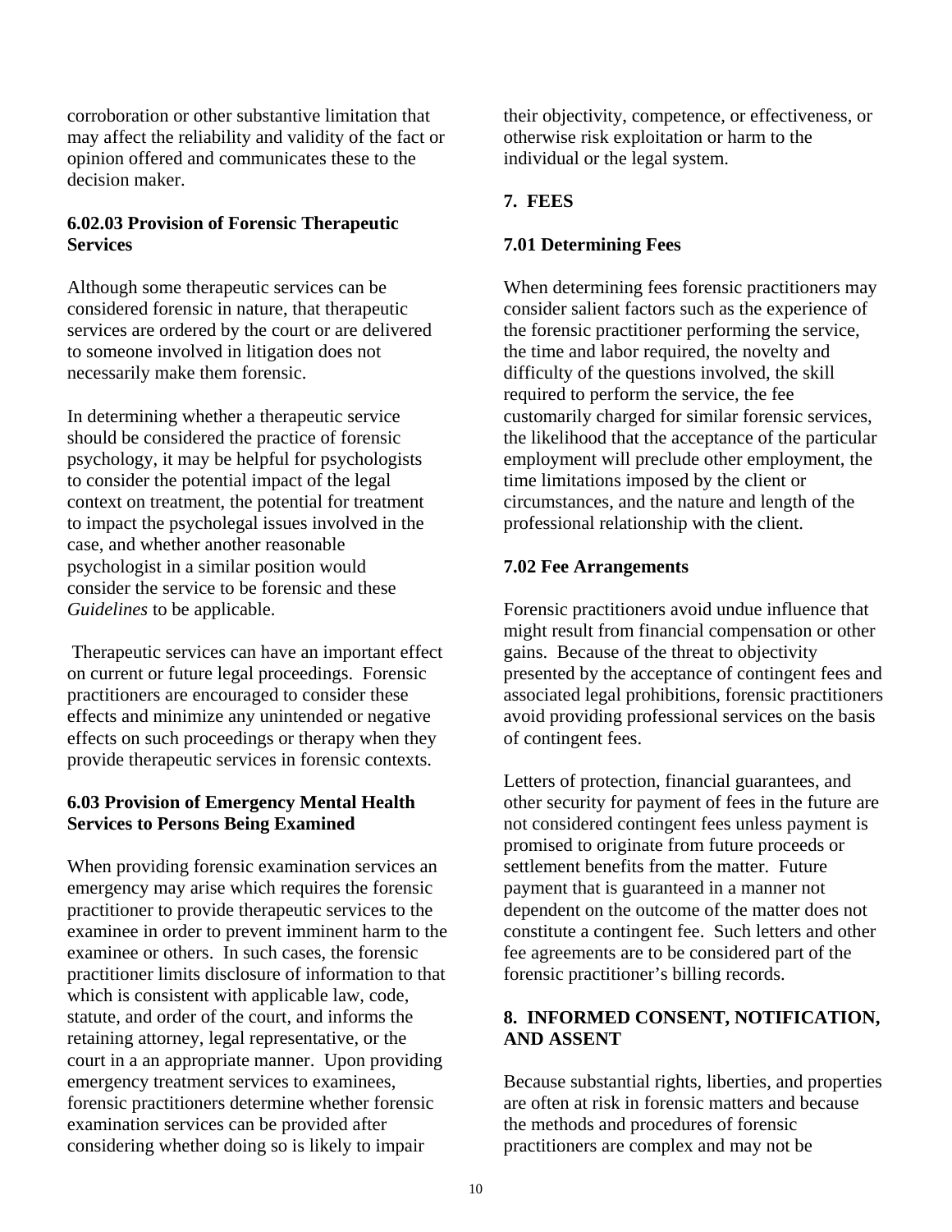corroboration or other substantive limitation that may affect the reliability and validity of the fact or opinion offered and communicates these to the decision maker.

### 6.02.03 Provision of Forensic Therapeutic Services

Although some therapeutic services can be considered forensic in nature, that therapeutic services are ordered by the court or are delivered to someone involved in litigation does not necessarily make them forensic.

In determining whether a therapeutic service should be considered the practice of forensic psychology, it may be helpful for psychologists to consider the potential impact of the legal context on treatment, the potential for treatment to impact the psycholegal issues involved in the case, and whether another reasonable psychologist in a similar position would consider the service to be forensic and these *Guidelines* to be applicable.

Therapeutic services can have an important effect on current or future legal proceedings. Forensic practitioners are encouraged to consider these effects and minimize any unintended or negative effects on such proceedings or therapy when they provide therapeutic services in forensic contexts.

### 6.03 Provision of Emergency Mental Health Services to Persons Being Examined

When providing forensic examination services an emergency may arise which requires the forensic practitioner to provide therapeutic services to the examinee in order to prevent imminent harm to the examinee or others. In such cases, the forensic practitioner limits disclosure of information to that which is consistent with applicable law, code, statute, and order of the court, and informs the retaining attorney, legal representative, or the court in a an appropriate manner. Upon providing emergency treatment services to examinees, forensic practitioners determine whether forensic examination services can be provided after considering whether doing so is likely to impair their objectivity, competence, or effectiveness, or otherwise risk exploitation or harm to the individual or the legal system.

## 7. FEES

### 7.01 Determining Fees

When determining fees forensic practitioners may consider salient factors such as the experience of the forensic practitioner performing the service, the time and labor required, the novelty and difficulty of the questions involved, the skill required to perform the service, the fee customarily charged for similar forensic services, the likelihood that the acceptance of the particular employment will preclude other employment, the time limitations imposed by the client or circumstances, and the nature and length of the professional relationship with the client.

### 7.02 Fee Arrangements

Forensic practitioners avoid undue influence that might result from financial compensation or other gains. Because of the threat to objectivity presented by the acceptance of contingent fees and associated legal prohibitions, forensic practitioners avoid providing professional services on the basis of contingent fees.

Letters of protection, financial guarantees, and other security for payment of fees in the future are not considered contingent fees unless payment is promised to originate from future proceeds or settlement benefits from the matter. Future payment that is guaranteed in a manner not dependent on the outcome of the matter does not constitute a contingent fee. Such letters and other fee agreements are to be considered part of the forensic practitioner's billing records.

## 8. INFORMED CONSENT, NOTIFICATION, AND ASSENT

Because substantial rights, liberties, and properties are often at risk in forensic matters and because the methods and procedures of forensic practitioners are complex and may not be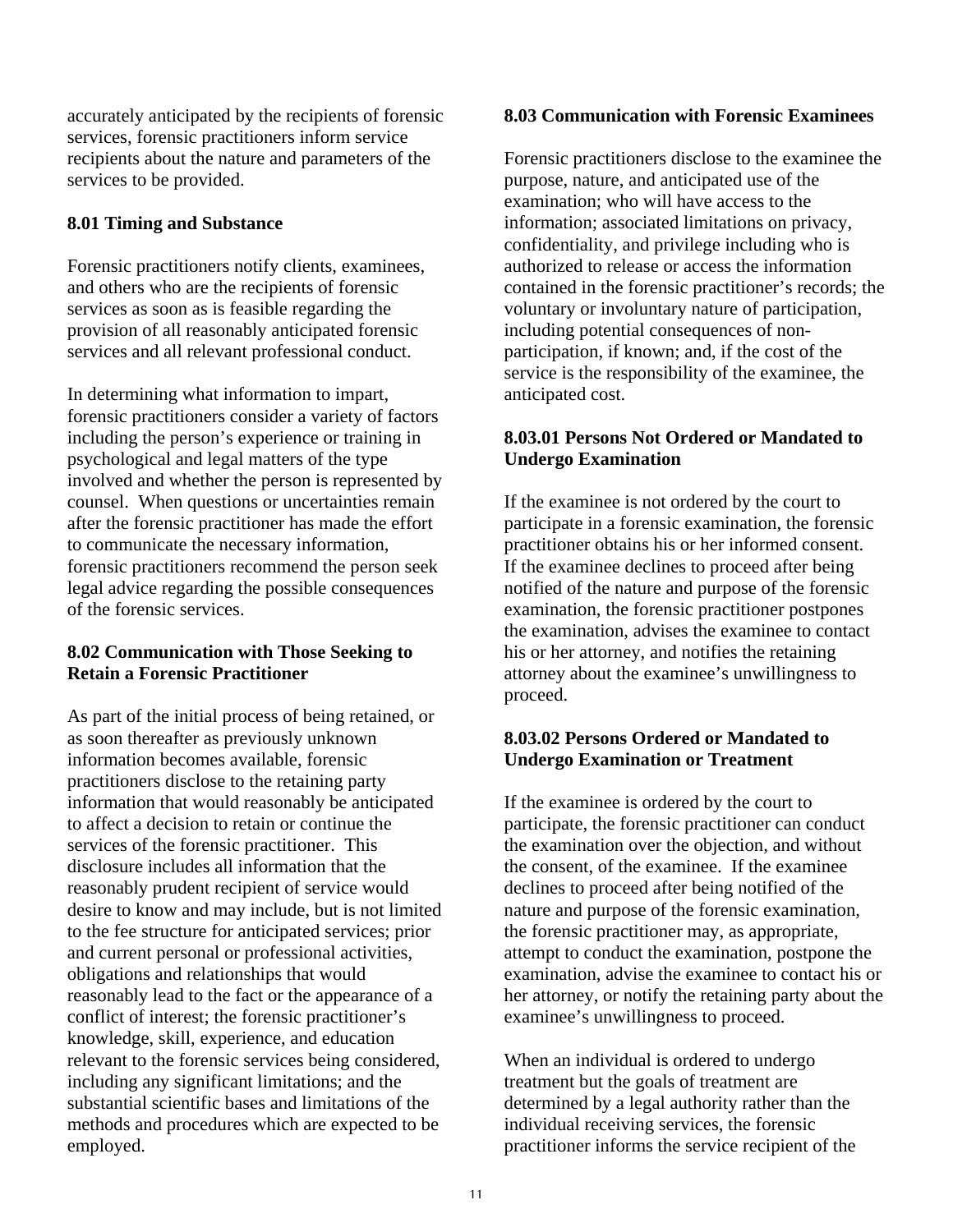accurately anticipated by the recipients of forensic services, forensic practitioners inform service recipients about the nature and parameters of the services to be provided.

### 8.01 Timing and Substance

Forensic practitioners notify clients, examinees, and others who are the recipients of forensic services as soon as is feasible regarding the provision of all reasonably anticipated forensic services and all relevant professional conduct.

In determining what information to impart, forensic practitioners consider a variety of factors including the person's experience or training in psychological and legal matters of the type involved and whether the person is represented by counsel. When questions or uncertainties remain after the forensic practitioner has made the effort to communicate the necessary information, forensic practitioners recommend the person seek legal advice regarding the possible consequences of the forensic services.

### 8.02 Communication with Those Seeking to Retain a Forensic Practitioner

As part of the initial process of being retained, or as soon thereafter as previously unknown information becomes available, forensic practitioners disclose to the retaining party information that would reasonably be anticipated to affect a decision to retain or continue the services of the forensic practitioner. This disclosure includes all information that the reasonably prudent recipient of service would desire to know and may include, but is not limited to the fee structure for anticipated services; prior and current personal or professional activities, obligations and relationships that would reasonably lead to the fact or the appearance of a conflict of interest; the forensic practitioner's knowledge, skill, experience, and education relevant to the forensic services being considered, including any significant limitations; and the substantial scientific bases and limitations of the methods and procedures which are expected to be employed.

### 8.03 Communication with Forensic Examinees

Forensic practitioners disclose to the examinee the purpose, nature, and anticipated use of the examination; who will have access to the information; associated limitations on privacy, confidentiality, and privilege including who is authorized to release or access the information contained in the forensic practitioner's records; the voluntary or involuntary nature of participation, including potential consequences of non-participation, if known; and, if the cost of the service is the responsibility of the examinee, the anticipated cost.

#### 8.03.01 Persons Not Ordered or Mandated to Undergo Examination

If the examinee is not ordered by the court to participate in a forensic examination, the forensic practitioner obtains his or her informed consent. If the examinee declines to proceed after being notified of the nature and purpose of the forensic examination, the forensic practitioner postpones the examination, advises the examinee to contact his or her attorney, and notifies the retaining attorney about the examinee's unwillingness to proceed.

#### 8.03.02 Persons Ordered or Mandated to Undergo Examination or Treatment

If the examinee is ordered by the court to participate, the forensic practitioner can conduct the examination over the objection, and without the consent, of the examinee. If the examinee declines to proceed after being notified of the nature and purpose of the forensic examination, the forensic practitioner may, as appropriate, attempt to conduct the examination, postpone the examination, advise the examinee to contact his or her attorney, or notify the retaining party about the examinee's unwillingness to proceed.

When an individual is ordered to undergo treatment but the goals of treatment are determined by a legal authority rather than the individual receiving services, the forensic practitioner informs the service recipient of the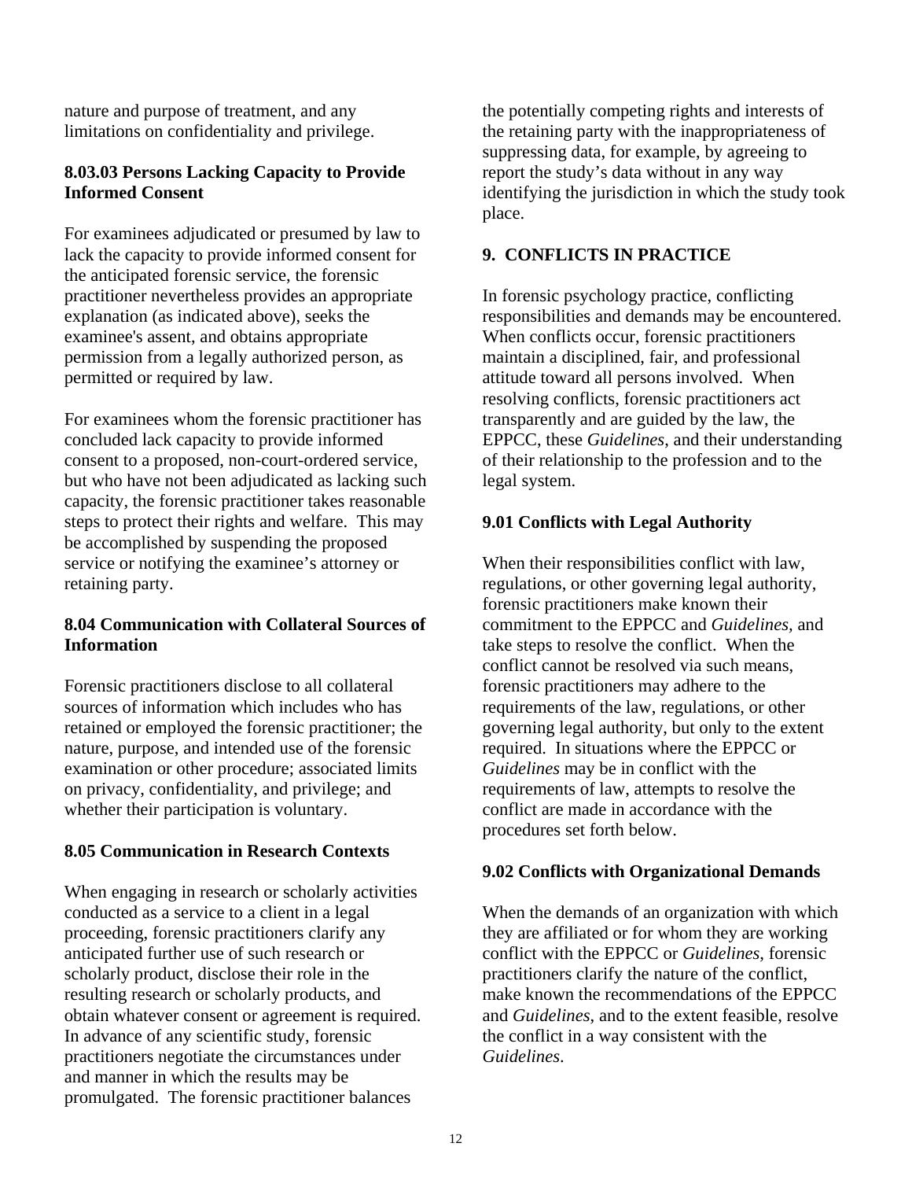nature and purpose of treatment, and any limitations on confidentiality and privilege.

### 8.03.03 Persons Lacking Capacity to Provide Informed Consent

For examinees adjudicated or presumed by law to lack the capacity to provide informed consent for the anticipated forensic service, the forensic practitioner nevertheless provides an appropriate explanation (as indicated above), seeks the examinee's assent, and obtains appropriate permission from a legally authorized person, as permitted or required by law.

For examinees whom the forensic practitioner has concluded lack capacity to provide informed consent to a proposed, non-court-ordered service, but who have not been adjudicated as lacking such capacity, the forensic practitioner takes reasonable steps to protect their rights and welfare. This may be accomplished by suspending the proposed service or notifying the examinee's attorney or retaining party.

### 8.04 Communication with Collateral Sources of Information

Forensic practitioners disclose to all collateral sources of information which includes who has retained or employed the forensic practitioner; the nature, purpose, and intended use of the forensic examination or other procedure; associated limits on privacy, confidentiality, and privilege; and whether their participation is voluntary.

### 8.05 Communication in Research Contexts

When engaging in research or scholarly activities conducted as a service to a client in a legal proceeding, forensic practitioners clarify any anticipated further use of such research or scholarly product, disclose their role in the resulting research or scholarly products, and obtain whatever consent or agreement is required. In advance of any scientific study, forensic practitioners negotiate the circumstances under and manner in which the results may be promulgated. The forensic practitioner balances the potentially competing rights and interests of the retaining party with the inappropriateness of suppressing data, for example, by agreeing to report the study's data without in any way identifying the jurisdiction in which the study took place.

## 9. CONFLICTS IN PRACTICE

In forensic psychology practice, conflicting responsibilities and demands may be encountered. When conflicts occur, forensic practitioners maintain a disciplined, fair, and professional attitude toward all persons involved. When resolving conflicts, forensic practitioners act transparently and are guided by the law, the EPPCC, these *Guidelines*, and their understanding of their relationship to the profession and to the legal system.

### 9.01 Conflicts with Legal Authority

When their responsibilities conflict with law, regulations, or other governing legal authority, forensic practitioners make known their commitment to the EPPCC and *Guidelines,* and take steps to resolve the conflict. When the conflict cannot be resolved via such means, forensic practitioners may adhere to the requirements of the law, regulations, or other governing legal authority, but only to the extent required. In situations where the EPPCC or *Guidelines* may be in conflict with the requirements of law, attempts to resolve the conflict are made in accordance with the procedures set forth below.

### 9.02 Conflicts with Organizational Demands

When the demands of an organization with which they are affiliated or for whom they are working conflict with the EPPCC or *Guidelines*, forensic practitioners clarify the nature of the conflict, make known the recommendations of the EPPCC and *Guidelines*, and to the extent feasible, resolve the conflict in a way consistent with the *Guidelines*.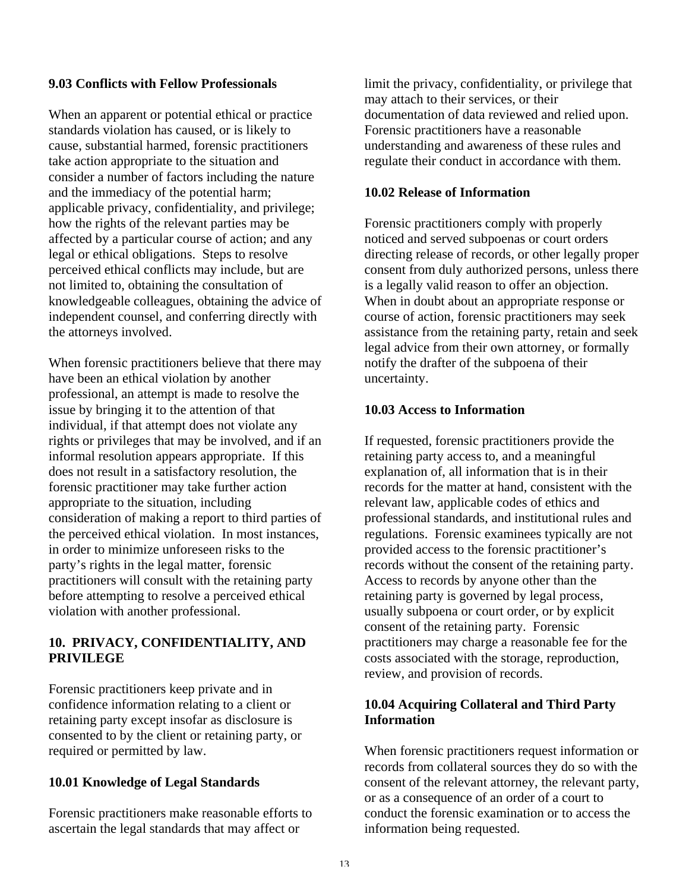### 9.03 Conflicts with Fellow Professionals

When an apparent or potential ethical or practice standards violation has caused, or is likely to cause, substantial harmed, forensic practitioners take action appropriate to the situation and consider a number of factors including the nature and the immediacy of the potential harm; applicable privacy, confidentiality, and privilege; how the rights of the relevant parties may be affected by a particular course of action; and any legal or ethical obligations. Steps to resolve perceived ethical conflicts may include, but are not limited to, obtaining the consultation of knowledgeable colleagues, obtaining the advice of independent counsel, and conferring directly with the attorneys involved.

When forensic practitioners believe that there may have been an ethical violation by another professional, an attempt is made to resolve the issue by bringing it to the attention of that individual, if that attempt does not violate any rights or privileges that may be involved, and if an informal resolution appears appropriate. If this does not result in a satisfactory resolution, the forensic practitioner may take further action appropriate to the situation, including consideration of making a report to third parties of the perceived ethical violation. In most instances, in order to minimize unforeseen risks to the party's rights in the legal matter, forensic practitioners will consult with the retaining party before attempting to resolve a perceived ethical violation with another professional.

## 10. PRIVACY, CONFIDENTIALITY, AND PRIVILEGE

Forensic practitioners keep private and in confidence information relating to a client or retaining party except insofar as disclosure is consented to by the client or retaining party, or required or permitted by law.

### 10.01 Knowledge of Legal Standards

Forensic practitioners make reasonable efforts to ascertain the legal standards that may affect or limit the privacy, confidentiality, or privilege that may attach to their services, or their documentation of data reviewed and relied upon. Forensic practitioners have a reasonable understanding and awareness of these rules and regulate their conduct in accordance with them.

### 10.02 Release of Information

Forensic practitioners comply with properly noticed and served subpoenas or court orders directing release of records, or other legally proper consent from duly authorized persons, unless there is a legally valid reason to offer an objection. When in doubt about an appropriate response or course of action, forensic practitioners may seek assistance from the retaining party, retain and seek legal advice from their own attorney, or formally notify the drafter of the subpoena of their uncertainty.

### 10.03 Access to Information

If requested, forensic practitioners provide the retaining party access to, and a meaningful explanation of, all information that is in their records for the matter at hand, consistent with the relevant law, applicable codes of ethics and professional standards, and institutional rules and regulations. Forensic examinees typically are not provided access to the forensic practitioner's records without the consent of the retaining party. Access to records by anyone other than the retaining party is governed by legal process, usually subpoena or court order, or by explicit consent of the retaining party. Forensic practitioners may charge a reasonable fee for the costs associated with the storage, reproduction, review, and provision of records.

### 10.04 Acquiring Collateral and Third Party Information

When forensic practitioners request information or records from collateral sources they do so with the consent of the relevant attorney, the relevant party, or as a consequence of an order of a court to conduct the forensic examination or to access the information being requested.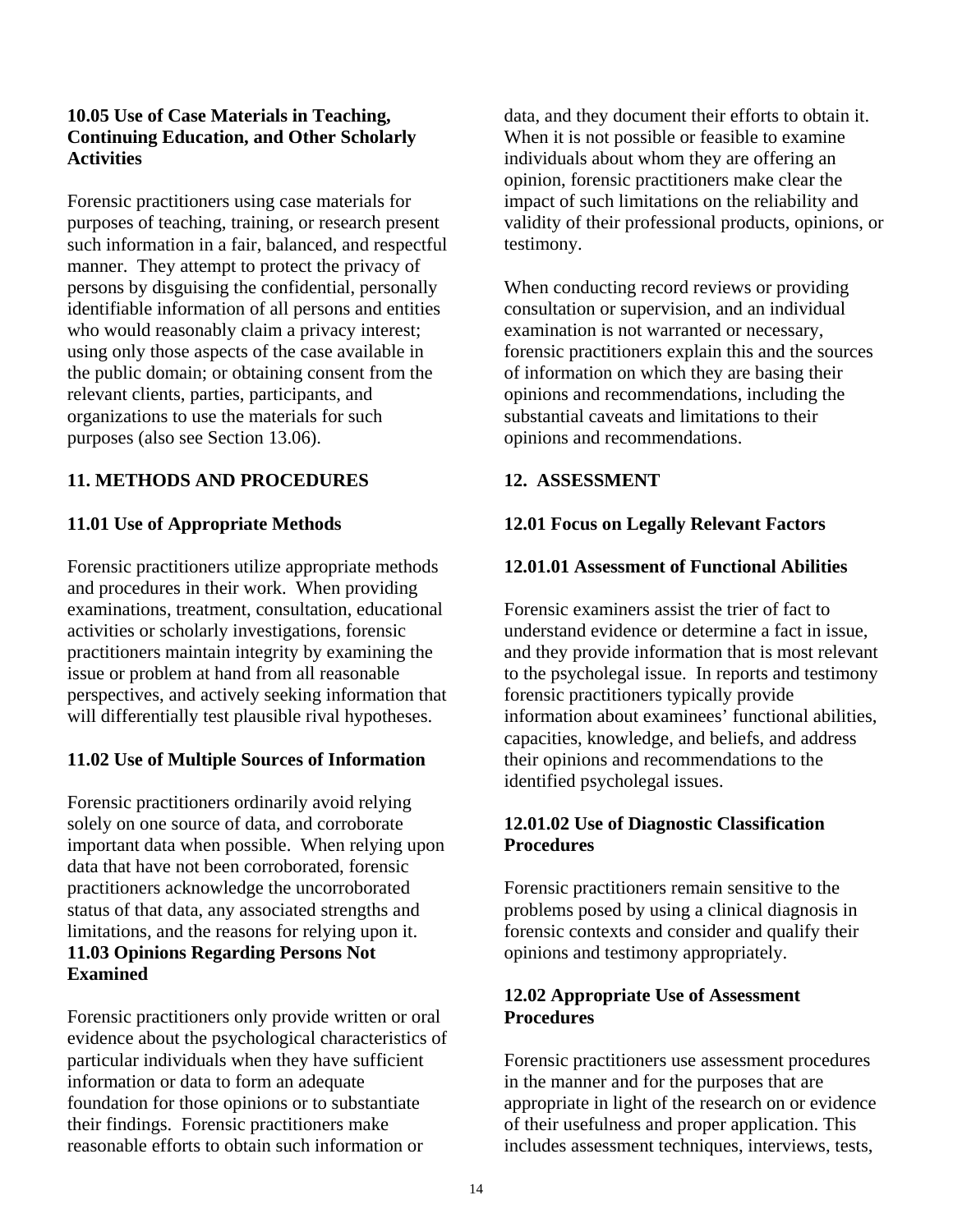### 10.05 Use of Case Materials in Teaching, Continuing Education, and Other Scholarly Activities

Forensic practitioners using case materials for purposes of teaching, training, or research present such information in a fair, balanced, and respectful manner. They attempt to protect the privacy of persons by disguising the confidential, personally identifiable information of all persons and entities who would reasonably claim a privacy interest; using only those aspects of the case available in the public domain; or obtaining consent from the relevant clients, parties, participants, and organizations to use the materials for such purposes (also see Section 13.06).

## 11. METHODS AND PROCEDURES

### 11.01 Use of Appropriate Methods

Forensic practitioners utilize appropriate methods and procedures in their work. When providing examinations, treatment, consultation, educational activities or scholarly investigations, forensic practitioners maintain integrity by examining the issue or problem at hand from all reasonable perspectives, and actively seeking information that will differentially test plausible rival hypotheses.

### 11.02 Use of Multiple Sources of Information

Forensic practitioners ordinarily avoid relying solely on one source of data, and corroborate important data when possible. When relying upon data that have not been corroborated, forensic practitioners acknowledge the uncorroborated status of that data, any associated strengths and limitations, and the reasons for relying upon it.

### 11.03 Opinions Regarding Persons Not Examined

Forensic practitioners only provide written or oral evidence about the psychological characteristics of particular individuals when they have sufficient information or data to form an adequate foundation for those opinions or to substantiate their findings. Forensic practitioners make reasonable efforts to obtain such information or data, and they document their efforts to obtain it. When it is not possible or feasible to examine individuals about whom they are offering an opinion, forensic practitioners make clear the impact of such limitations on the reliability and validity of their professional products, opinions, or testimony.

When conducting record reviews or providing consultation or supervision, and an individual examination is not warranted or necessary, forensic practitioners explain this and the sources of information on which they are basing their opinions and recommendations, including the substantial caveats and limitations to their opinions and recommendations.

## 12. ASSESSMENT

### 12.01 Focus on Legally Relevant Factors

#### 12.01.01 Assessment of Functional Abilities

Forensic examiners assist the trier of fact to understand evidence or determine a fact in issue, and they provide information that is most relevant to the psycholegal issue. In reports and testimony forensic practitioners typically provide information about examinees' functional abilities, capacities, knowledge, and beliefs, and address their opinions and recommendations to the identified psycholegal issues.

#### 12.01.02 Use of Diagnostic Classification Procedures

Forensic practitioners remain sensitive to the problems posed by using a clinical diagnosis in forensic contexts and consider and qualify their opinions and testimony appropriately.

### 12.02 Appropriate Use of Assessment Procedures

Forensic practitioners use assessment procedures in the manner and for the purposes that are appropriate in light of the research on or evidence of their usefulness and proper application. This includes assessment techniques, interviews, tests,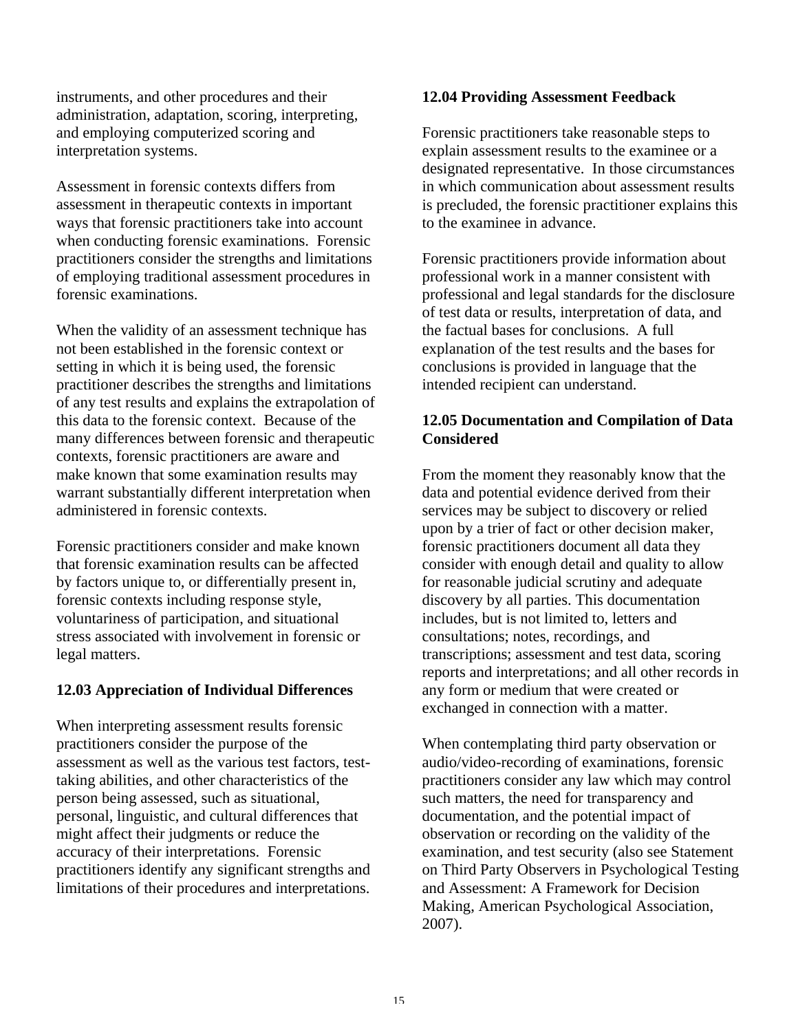instruments, and other procedures and their administration, adaptation, scoring, interpreting, and employing computerized scoring and interpretation systems.

Assessment in forensic contexts differs from assessment in therapeutic contexts in important ways that forensic practitioners take into account when conducting forensic examinations. Forensic practitioners consider the strengths and limitations of employing traditional assessment procedures in forensic examinations.

When the validity of an assessment technique has not been established in the forensic context or setting in which it is being used, the forensic practitioner describes the strengths and limitations of any test results and explains the extrapolation of this data to the forensic context. Because of the many differences between forensic and therapeutic contexts, forensic practitioners are aware and make known that some examination results may warrant substantially different interpretation when administered in forensic contexts.

Forensic practitioners consider and make known that forensic examination results can be affected by factors unique to, or differentially present in, forensic contexts including response style, voluntariness of participation, and situational stress associated with involvement in forensic or legal matters.

**12.03 Appreciation of Individual Differences**

When interpreting assessment results forensic practitioners consider the purpose of the assessment as well as the various test factors, test-taking abilities, and other characteristics of the person being assessed, such as situational, personal, linguistic, and cultural differences that might affect their judgments or reduce the accuracy of their interpretations. Forensic practitioners identify any significant strengths and limitations of their procedures and interpretations.

**12.04 Providing Assessment Feedback**

Forensic practitioners take reasonable steps to explain assessment results to the examinee or a designated representative. In those circumstances in which communication about assessment results is precluded, the forensic practitioner explains this to the examinee in advance.

Forensic practitioners provide information about professional work in a manner consistent with professional and legal standards for the disclosure of test data or results, interpretation of data, and the factual bases for conclusions. A full explanation of the test results and the bases for conclusions is provided in language that the intended recipient can understand.

**12.05 Documentation and Compilation of Data Considered**

From the moment they reasonably know that the data and potential evidence derived from their services may be subject to discovery or relied upon by a trier of fact or other decision maker, forensic practitioners document all data they consider with enough detail and quality to allow for reasonable judicial scrutiny and adequate discovery by all parties. This documentation includes, but is not limited to, letters and consultations; notes, recordings, and transcriptions; assessment and test data, scoring reports and interpretations; and all other records in any form or medium that were created or exchanged in connection with a matter.

When contemplating third party observation or audio/video-recording of examinations, forensic practitioners consider any law which may control such matters, the need for transparency and documentation, and the potential impact of observation or recording on the validity of the examination, and test security (also see Statement on Third Party Observers in Psychological Testing and Assessment: A Framework for Decision Making, American Psychological Association, 2007).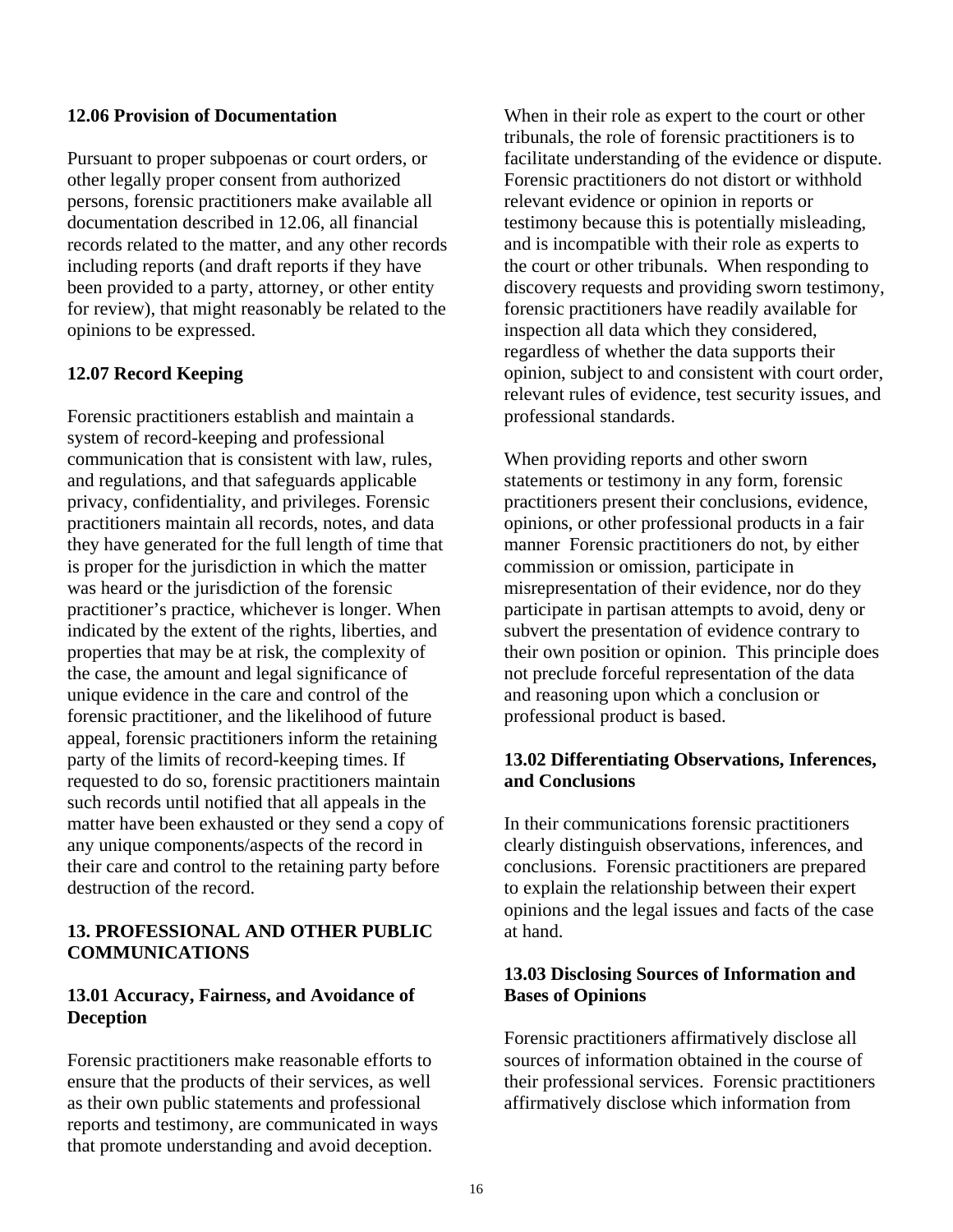### 12.06 Provision of Documentation

Pursuant to proper subpoenas or court orders, or other legally proper consent from authorized persons, forensic practitioners make available all documentation described in 12.06, all financial records related to the matter, and any other records including reports (and draft reports if they have been provided to a party, attorney, or other entity for review), that might reasonably be related to the opinions to be expressed.

### 12.07 Record Keeping

Forensic practitioners establish and maintain a system of record-keeping and professional communication that is consistent with law, rules, and regulations, and that safeguards applicable privacy, confidentiality, and privileges. Forensic practitioners maintain all records, notes, and data they have generated for the full length of time that is proper for the jurisdiction in which the matter was heard or the jurisdiction of the forensic practitioner's practice, whichever is longer. When indicated by the extent of the rights, liberties, and properties that may be at risk, the complexity of the case, the amount and legal significance of unique evidence in the care and control of the forensic practitioner, and the likelihood of future appeal, forensic practitioners inform the retaining party of the limits of record-keeping times. If requested to do so, forensic practitioners maintain such records until notified that all appeals in the matter have been exhausted or they send a copy of any unique components/aspects of the record in their care and control to the retaining party before destruction of the record.

## 13. PROFESSIONAL AND OTHER PUBLIC COMMUNICATIONS

### 13.01 Accuracy, Fairness, and Avoidance of Deception

Forensic practitioners make reasonable efforts to ensure that the products of their services, as well as their own public statements and professional reports and testimony, are communicated in ways that promote understanding and avoid deception.

When in their role as expert to the court or other tribunals, the role of forensic practitioners is to facilitate understanding of the evidence or dispute. Forensic practitioners do not distort or withhold relevant evidence or opinion in reports or testimony because this is potentially misleading, and is incompatible with their role as experts to the court or other tribunals. When responding to discovery requests and providing sworn testimony, forensic practitioners have readily available for inspection all data which they considered, regardless of whether the data supports their opinion, subject to and consistent with court order, relevant rules of evidence, test security issues, and professional standards.

When providing reports and other sworn statements or testimony in any form, forensic practitioners present their conclusions, evidence, opinions, or other professional products in a fair manner Forensic practitioners do not, by either commission or omission, participate in misrepresentation of their evidence, nor do they participate in partisan attempts to avoid, deny or subvert the presentation of evidence contrary to their own position or opinion. This principle does not preclude forceful representation of the data and reasoning upon which a conclusion or professional product is based.

### 13.02 Differentiating Observations, Inferences, and Conclusions

In their communications forensic practitioners clearly distinguish observations, inferences, and conclusions. Forensic practitioners are prepared to explain the relationship between their expert opinions and the legal issues and facts of the case at hand.

### 13.03 Disclosing Sources of Information and Bases of Opinions

Forensic practitioners affirmatively disclose all sources of information obtained in the course of their professional services. Forensic practitioners affirmatively disclose which information from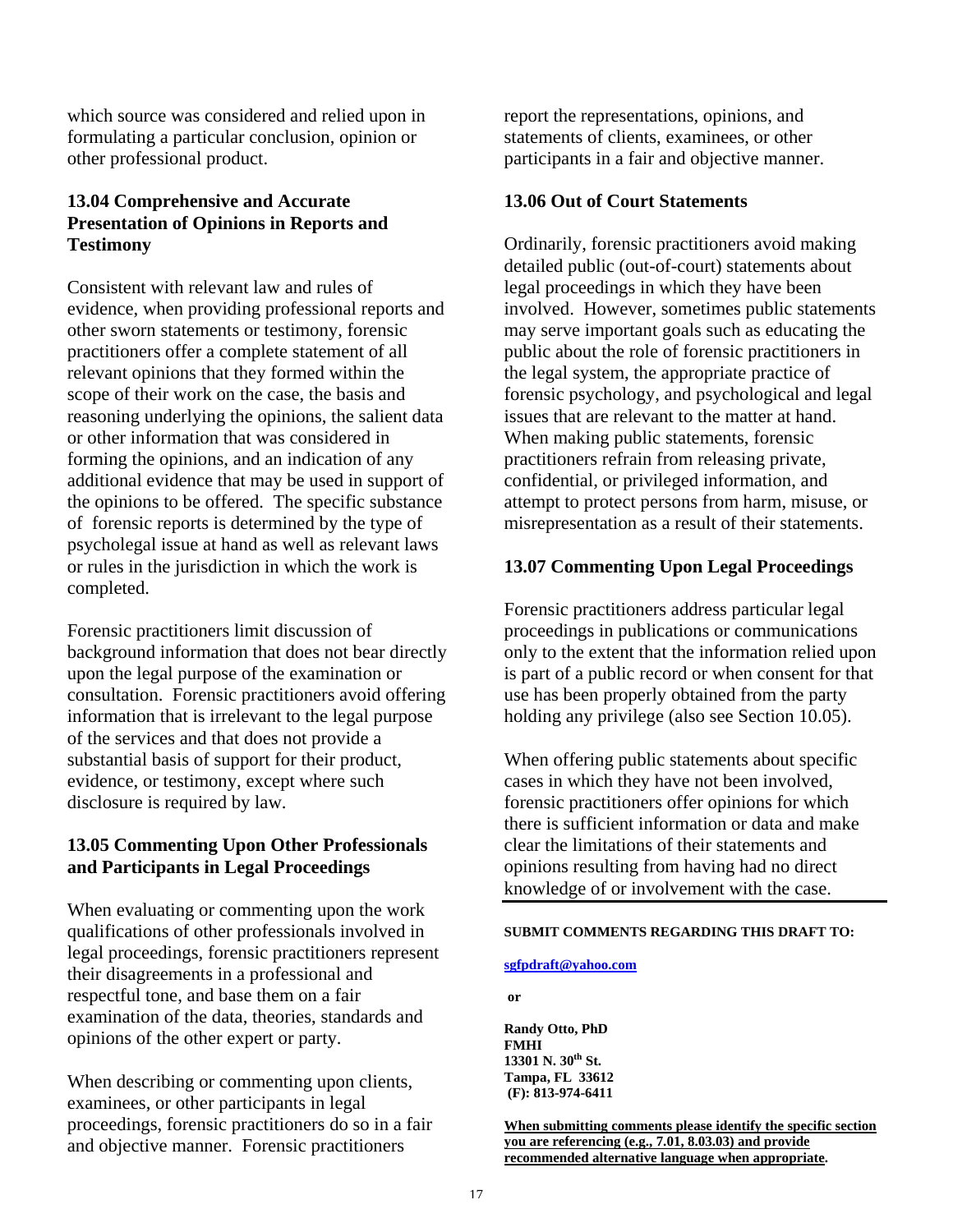which source was considered and relied upon in formulating a particular conclusion, opinion or other professional product.

### 13.04 Comprehensive and Accurate Presentation of Opinions in Reports and Testimony

Consistent with relevant law and rules of evidence, when providing professional reports and other sworn statements or testimony, forensic practitioners offer a complete statement of all relevant opinions that they formed within the scope of their work on the case, the basis and reasoning underlying the opinions, the salient data or other information that was considered in forming the opinions, and an indication of any additional evidence that may be used in support of the opinions to be offered. The specific substance of forensic reports is determined by the type of psycholegal issue at hand as well as relevant laws or rules in the jurisdiction in which the work is completed.

Forensic practitioners limit discussion of background information that does not bear directly upon the legal purpose of the examination or consultation. Forensic practitioners avoid offering information that is irrelevant to the legal purpose of the services and that does not provide a substantial basis of support for their product, evidence, or testimony, except where such disclosure is required by law.

### 13.05 Commenting Upon Other Professionals and Participants in Legal Proceedings

When evaluating or commenting upon the work qualifications of other professionals involved in legal proceedings, forensic practitioners represent their disagreements in a professional and respectful tone, and base them on a fair examination of the data, theories, standards and opinions of the other expert or party.

When describing or commenting upon clients, examinees, or other participants in legal proceedings, forensic practitioners do so in a fair and objective manner. Forensic practitioners report the representations, opinions, and statements of clients, examinees, or other participants in a fair and objective manner.

### 13.06 Out of Court Statements

Ordinarily, forensic practitioners avoid making detailed public (out-of-court) statements about legal proceedings in which they have been involved. However, sometimes public statements may serve important goals such as educating the public about the role of forensic practitioners in the legal system, the appropriate practice of forensic psychology, and psychological and legal issues that are relevant to the matter at hand. When making public statements, forensic practitioners refrain from releasing private, confidential, or privileged information, and attempt to protect persons from harm, misuse, or misrepresentation as a result of their statements.

### 13.07 Commenting Upon Legal Proceedings

Forensic practitioners address particular legal proceedings in publications or communications only to the extent that the information relied upon is part of a public record or when consent for that use has been properly obtained from the party holding any privilege (also see Section 10.05).

When offering public statements about specific cases in which they have not been involved, forensic practitioners offer opinions for which there is sufficient information or data and make clear the limitations of their statements and opinions resulting from having had no direct knowledge of or involvement with the case.

---

**SUBMIT COMMENTS REGARDING THIS DRAFT TO:**

**sgfpdraft@yahoo.com**

**or**

**Randy Otto, PhD**
**FMHI**
**13301 N. 30th St.**
**Tampa, FL 33612**
**(F): 813-974-6411**

**When submitting comments please identify the specific section you are referencing (e.g., 7.01, 8.03.03) and provide recommended alternative language when appropriate.**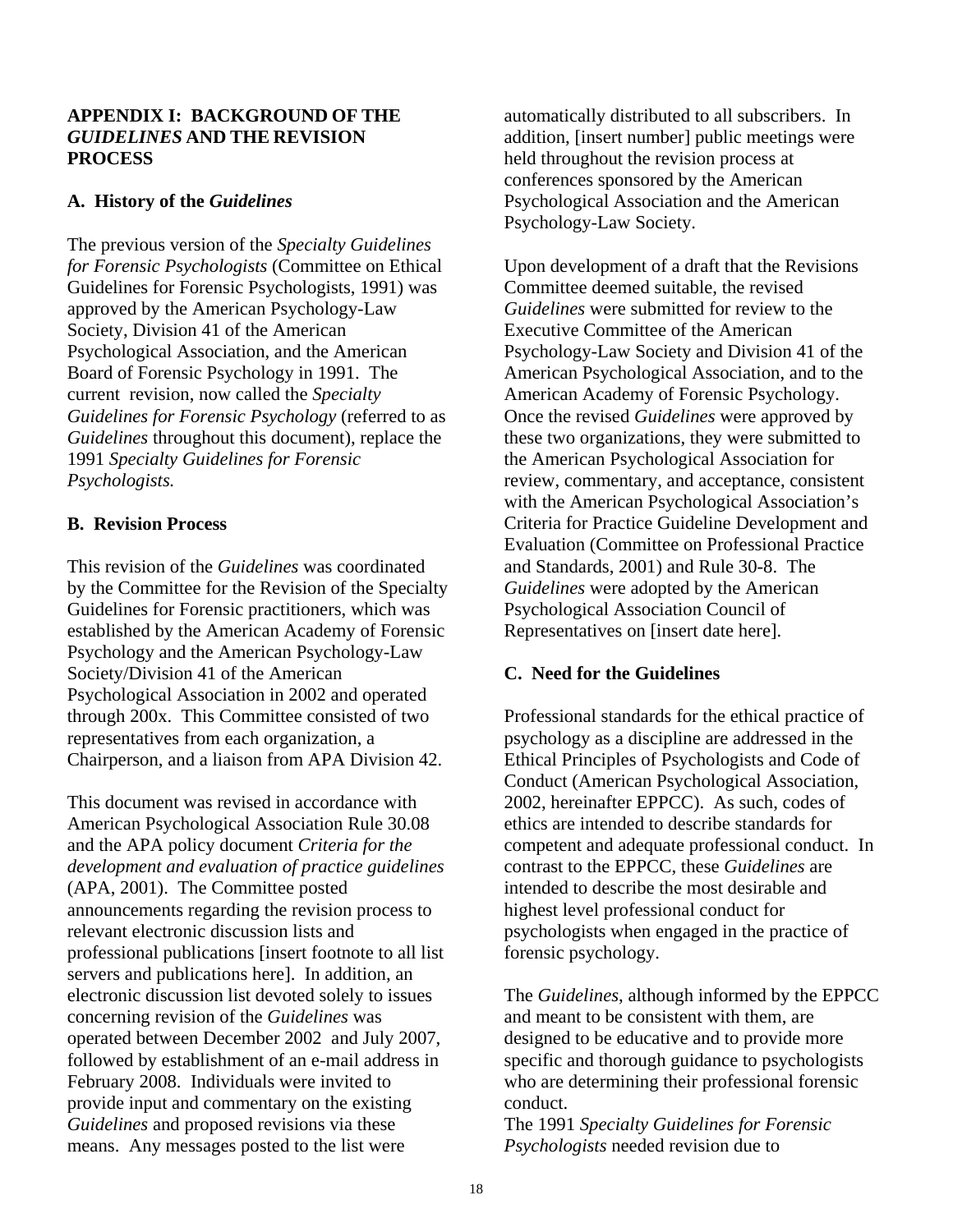## APPENDIX I: BACKGROUND OF THE *GUIDELINES* AND THE REVISION PROCESS

### A. History of the *Guidelines*

The previous version of the *Specialty Guidelines for Forensic Psychologists* (Committee on Ethical Guidelines for Forensic Psychologists, 1991) was approved by the American Psychology-Law Society, Division 41 of the American Psychological Association, and the American Board of Forensic Psychology in 1991. The current revision, now called the *Specialty Guidelines for Forensic Psychology* (referred to as *Guidelines* throughout this document), replace the 1991 *Specialty Guidelines for Forensic Psychologists.*

### B. Revision Process

This revision of the *Guidelines* was coordinated by the Committee for the Revision of the Specialty Guidelines for Forensic practitioners, which was established by the American Academy of Forensic Psychology and the American Psychology-Law Society/Division 41 of the American Psychological Association in 2002 and operated through 200x. This Committee consisted of two representatives from each organization, a Chairperson, and a liaison from APA Division 42.

This document was revised in accordance with American Psychological Association Rule 30.08 and the APA policy document *Criteria for the development and evaluation of practice guidelines* (APA, 2001). The Committee posted announcements regarding the revision process to relevant electronic discussion lists and professional publications [insert footnote to all list servers and publications here]. In addition, an electronic discussion list devoted solely to issues concerning revision of the *Guidelines* was operated between December 2002 and July 2007, followed by establishment of an e-mail address in February 2008. Individuals were invited to provide input and commentary on the existing *Guidelines* and proposed revisions via these means. Any messages posted to the list were automatically distributed to all subscribers. In addition, [insert number] public meetings were held throughout the revision process at conferences sponsored by the American Psychological Association and the American Psychology-Law Society.

Upon development of a draft that the Revisions Committee deemed suitable, the revised *Guidelines* were submitted for review to the Executive Committee of the American Psychology-Law Society and Division 41 of the American Psychological Association, and to the American Academy of Forensic Psychology. Once the revised *Guidelines* were approved by these two organizations, they were submitted to the American Psychological Association for review, commentary, and acceptance, consistent with the American Psychological Association's Criteria for Practice Guideline Development and Evaluation (Committee on Professional Practice and Standards, 2001) and Rule 30-8. The *Guidelines* were adopted by the American Psychological Association Council of Representatives on [insert date here].

### C. Need for the Guidelines

Professional standards for the ethical practice of psychology as a discipline are addressed in the Ethical Principles of Psychologists and Code of Conduct (American Psychological Association, 2002, hereinafter EPPCC). As such, codes of ethics are intended to describe standards for competent and adequate professional conduct. In contrast to the EPPCC, these *Guidelines* are intended to describe the most desirable and highest level professional conduct for psychologists when engaged in the practice of forensic psychology.

The *Guidelines*, although informed by the EPPCC and meant to be consistent with them, are designed to be educative and to provide more specific and thorough guidance to psychologists who are determining their professional forensic conduct.

The 1991 *Specialty Guidelines for Forensic Psychologists* needed revision due to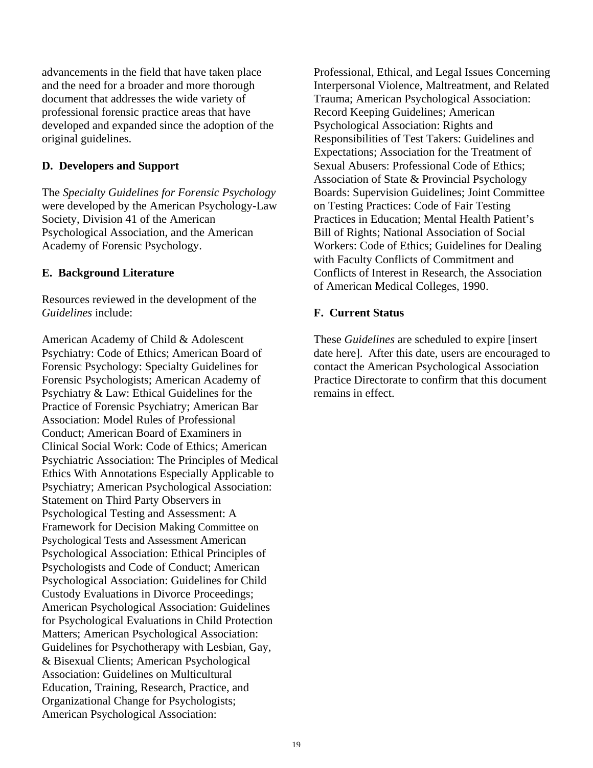advancements in the field that have taken place and the need for a broader and more thorough document that addresses the wide variety of professional forensic practice areas that have developed and expanded since the adoption of the original guidelines.

**D. Developers and Support**

The *Specialty Guidelines for Forensic Psychology* were developed by the American Psychology-Law Society, Division 41 of the American Psychological Association, and the American Academy of Forensic Psychology.

**E. Background Literature**

Resources reviewed in the development of the *Guidelines* include:

American Academy of Child & Adolescent Psychiatry: Code of Ethics; American Board of Forensic Psychology: Specialty Guidelines for Forensic Psychologists; American Academy of Psychiatry & Law: Ethical Guidelines for the Practice of Forensic Psychiatry; American Bar Association: Model Rules of Professional Conduct; American Board of Examiners in Clinical Social Work: Code of Ethics; American Psychiatric Association: The Principles of Medical Ethics With Annotations Especially Applicable to Psychiatry; American Psychological Association: Statement on Third Party Observers in Psychological Testing and Assessment: A Framework for Decision Making Committee on Psychological Tests and Assessment American Psychological Association: Ethical Principles of Psychologists and Code of Conduct; American Psychological Association: Guidelines for Child Custody Evaluations in Divorce Proceedings; American Psychological Association: Guidelines for Psychological Evaluations in Child Protection Matters; American Psychological Association: Guidelines for Psychotherapy with Lesbian, Gay, & Bisexual Clients; American Psychological Association: Guidelines on Multicultural Education, Training, Research, Practice, and Organizational Change for Psychologists; American Psychological Association: Professional, Ethical, and Legal Issues Concerning Interpersonal Violence, Maltreatment, and Related Trauma; American Psychological Association: Record Keeping Guidelines; American Psychological Association: Rights and Responsibilities of Test Takers: Guidelines and Expectations; Association for the Treatment of Sexual Abusers: Professional Code of Ethics; Association of State & Provincial Psychology Boards: Supervision Guidelines; Joint Committee on Testing Practices: Code of Fair Testing Practices in Education; Mental Health Patient's Bill of Rights; National Association of Social Workers: Code of Ethics; Guidelines for Dealing with Faculty Conflicts of Commitment and Conflicts of Interest in Research, the Association of American Medical Colleges, 1990.

**F. Current Status**

These *Guidelines* are scheduled to expire [insert date here]. After this date, users are encouraged to contact the American Psychological Association Practice Directorate to confirm that this document remains in effect.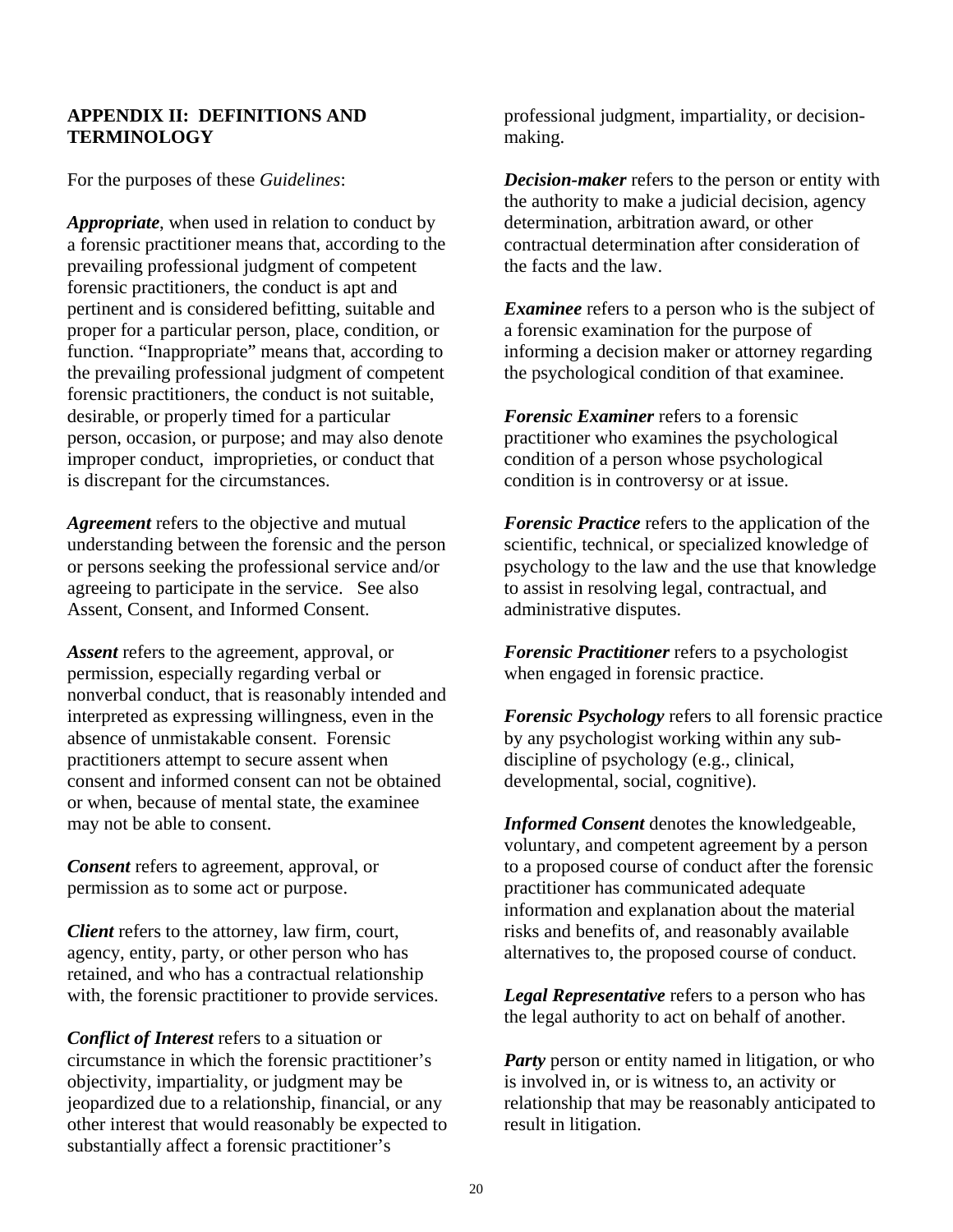## APPENDIX II: DEFINITIONS AND TERMINOLOGY

For the purposes of these *Guidelines*:

***Appropriate***, when used in relation to conduct by a forensic practitioner means that, according to the prevailing professional judgment of competent forensic practitioners, the conduct is apt and pertinent and is considered befitting, suitable and proper for a particular person, place, condition, or function. "Inappropriate" means that, according to the prevailing professional judgment of competent forensic practitioners, the conduct is not suitable, desirable, or properly timed for a particular person, occasion, or purpose; and may also denote improper conduct, improprieties, or conduct that is discrepant for the circumstances.

***Agreement*** refers to the objective and mutual understanding between the forensic and the person or persons seeking the professional service and/or agreeing to participate in the service. See also Assent, Consent, and Informed Consent.

***Assent*** refers to the agreement, approval, or permission, especially regarding verbal or nonverbal conduct, that is reasonably intended and interpreted as expressing willingness, even in the absence of unmistakable consent. Forensic practitioners attempt to secure assent when consent and informed consent can not be obtained or when, because of mental state, the examinee may not be able to consent.

***Consent*** refers to agreement, approval, or permission as to some act or purpose.

***Client*** refers to the attorney, law firm, court, agency, entity, party, or other person who has retained, and who has a contractual relationship with, the forensic practitioner to provide services.

***Conflict of Interest*** refers to a situation or circumstance in which the forensic practitioner's objectivity, impartiality, or judgment may be jeopardized due to a relationship, financial, or any other interest that would reasonably be expected to substantially affect a forensic practitioner's professional judgment, impartiality, or decision-making.

***Decision-maker*** refers to the person or entity with the authority to make a judicial decision, agency determination, arbitration award, or other contractual determination after consideration of the facts and the law.

***Examinee*** refers to a person who is the subject of a forensic examination for the purpose of informing a decision maker or attorney regarding the psychological condition of that examinee.

***Forensic Examiner*** refers to a forensic practitioner who examines the psychological condition of a person whose psychological condition is in controversy or at issue.

***Forensic Practice*** refers to the application of the scientific, technical, or specialized knowledge of psychology to the law and the use that knowledge to assist in resolving legal, contractual, and administrative disputes.

***Forensic Practitioner*** refers to a psychologist when engaged in forensic practice.

***Forensic Psychology*** refers to all forensic practice by any psychologist working within any sub-discipline of psychology (e.g., clinical, developmental, social, cognitive).

***Informed Consent*** denotes the knowledgeable, voluntary, and competent agreement by a person to a proposed course of conduct after the forensic practitioner has communicated adequate information and explanation about the material risks and benefits of, and reasonably available alternatives to, the proposed course of conduct.

***Legal Representative*** refers to a person who has the legal authority to act on behalf of another.

***Party*** person or entity named in litigation, or who is involved in, or is witness to, an activity or relationship that may be reasonably anticipated to result in litigation.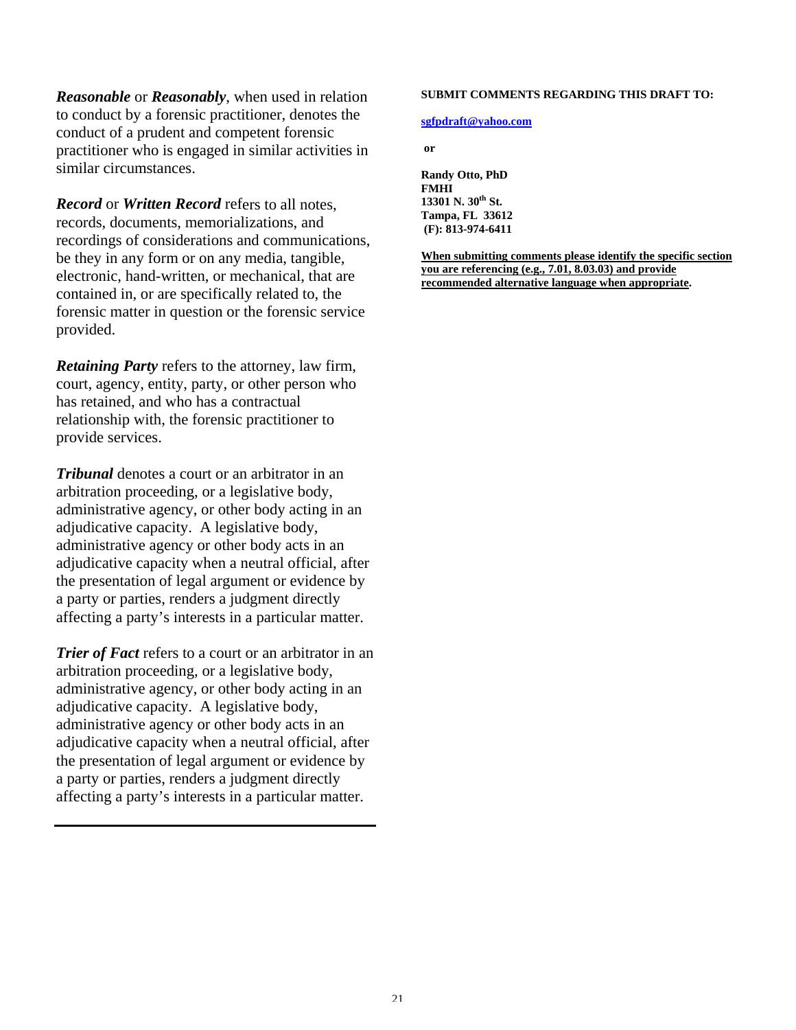***Reasonable*** or ***Reasonably***, when used in relation to conduct by a forensic practitioner, denotes the conduct of a prudent and competent forensic practitioner who is engaged in similar activities in similar circumstances.

***Record*** or ***Written Record*** refers to all notes, records, documents, memorializations, and recordings of considerations and communications, be they in any form or on any media, tangible, electronic, hand-written, or mechanical, that are contained in, or are specifically related to, the forensic matter in question or the forensic service provided.

***Retaining Party*** refers to the attorney, law firm, court, agency, entity, party, or other person who has retained, and who has a contractual relationship with, the forensic practitioner to provide services.

***Tribunal*** denotes a court or an arbitrator in an arbitration proceeding, or a legislative body, administrative agency, or other body acting in an adjudicative capacity. A legislative body, administrative agency or other body acts in an adjudicative capacity when a neutral official, after the presentation of legal argument or evidence by a party or parties, renders a judgment directly affecting a party's interests in a particular matter.

***Trier of Fact*** refers to a court or an arbitrator in an arbitration proceeding, or a legislative body, administrative agency, or other body acting in an adjudicative capacity. A legislative body, administrative agency or other body acts in an adjudicative capacity when a neutral official, after the presentation of legal argument or evidence by a party or parties, renders a judgment directly affecting a party's interests in a particular matter.

---

**SUBMIT COMMENTS REGARDING THIS DRAFT TO:**

**sgfpdraft@yahoo.com**

**or**

**Randy Otto, PhD**
**FMHI**
**13301 N. 30th St.**
**Tampa, FL 33612**
**(F): 813-974-6411**

**When submitting comments please identify the specific section you are referencing (e.g., 7.01, 8.03.03) and provide recommended alternative language when appropriate.**